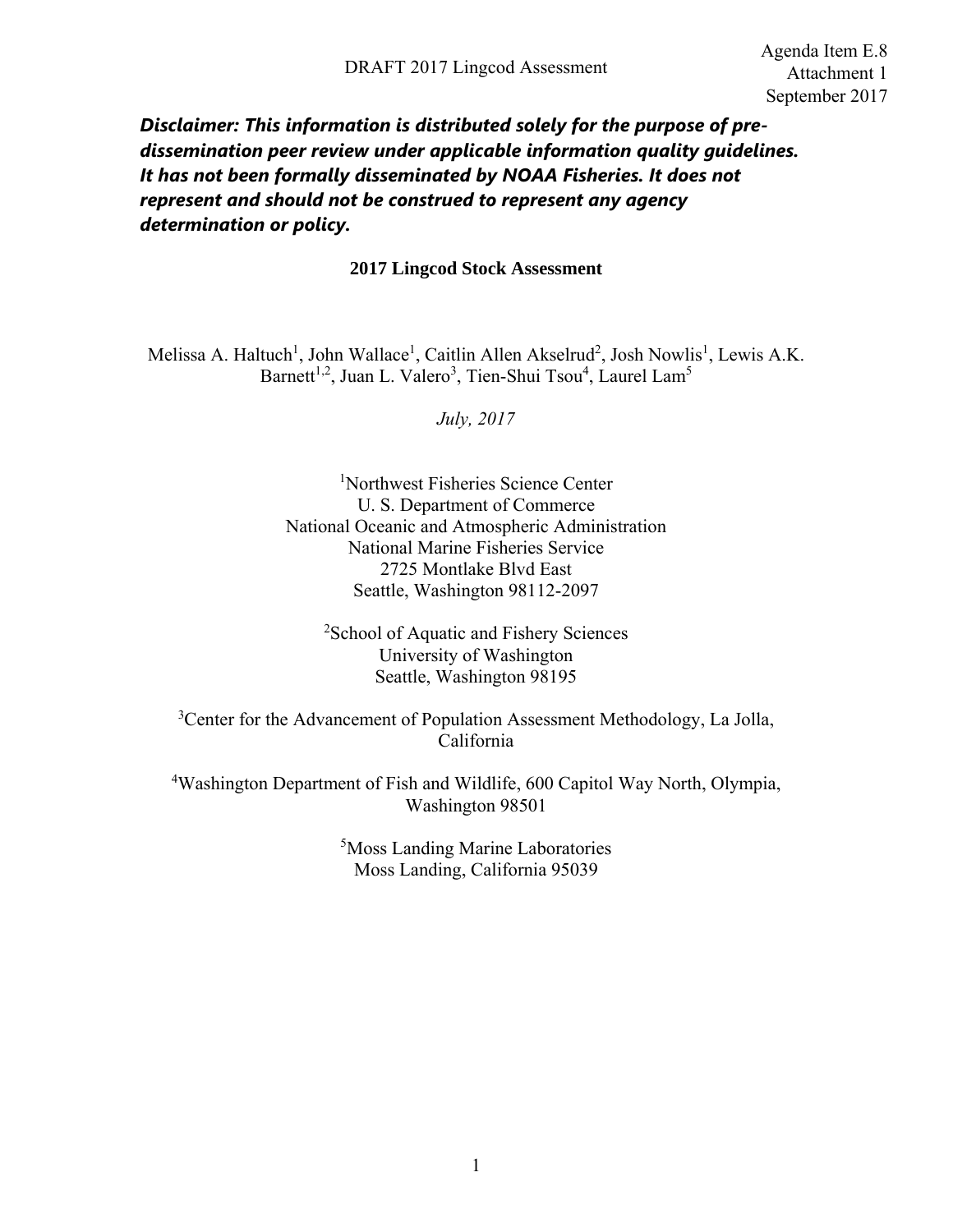Agenda Item E.8
Attachment 1
September 2017

DRAFT 2017 Lingcod Assessment

***Disclaimer: This information is distributed solely for the purpose of pre-dissemination peer review under applicable information quality guidelines. It has not been formally disseminated by NOAA Fisheries. It does not represent and should not be construed to represent any agency determination or policy.***

# 2017 Lingcod Stock Assessment

Melissa A. Haltuch[1], John Wallace[1], Caitlin Allen Akselrud[2], Josh Nowlis[1], Lewis A.K. Barnett[1,2], Juan L. Valero[3], Tien-Shui Tsou[4], Laurel Lam[5]

*July, 2017*

[1]Northwest Fisheries Science Center
U. S. Department of Commerce
National Oceanic and Atmospheric Administration
National Marine Fisheries Service
2725 Montlake Blvd East
Seattle, Washington 98112-2097

[2]School of Aquatic and Fishery Sciences
University of Washington
Seattle, Washington 98195

[3]Center for the Advancement of Population Assessment Methodology, La Jolla, California

[4]Washington Department of Fish and Wildlife, 600 Capitol Way North, Olympia, Washington 98501

[5]Moss Landing Marine Laboratories
Moss Landing, California 95039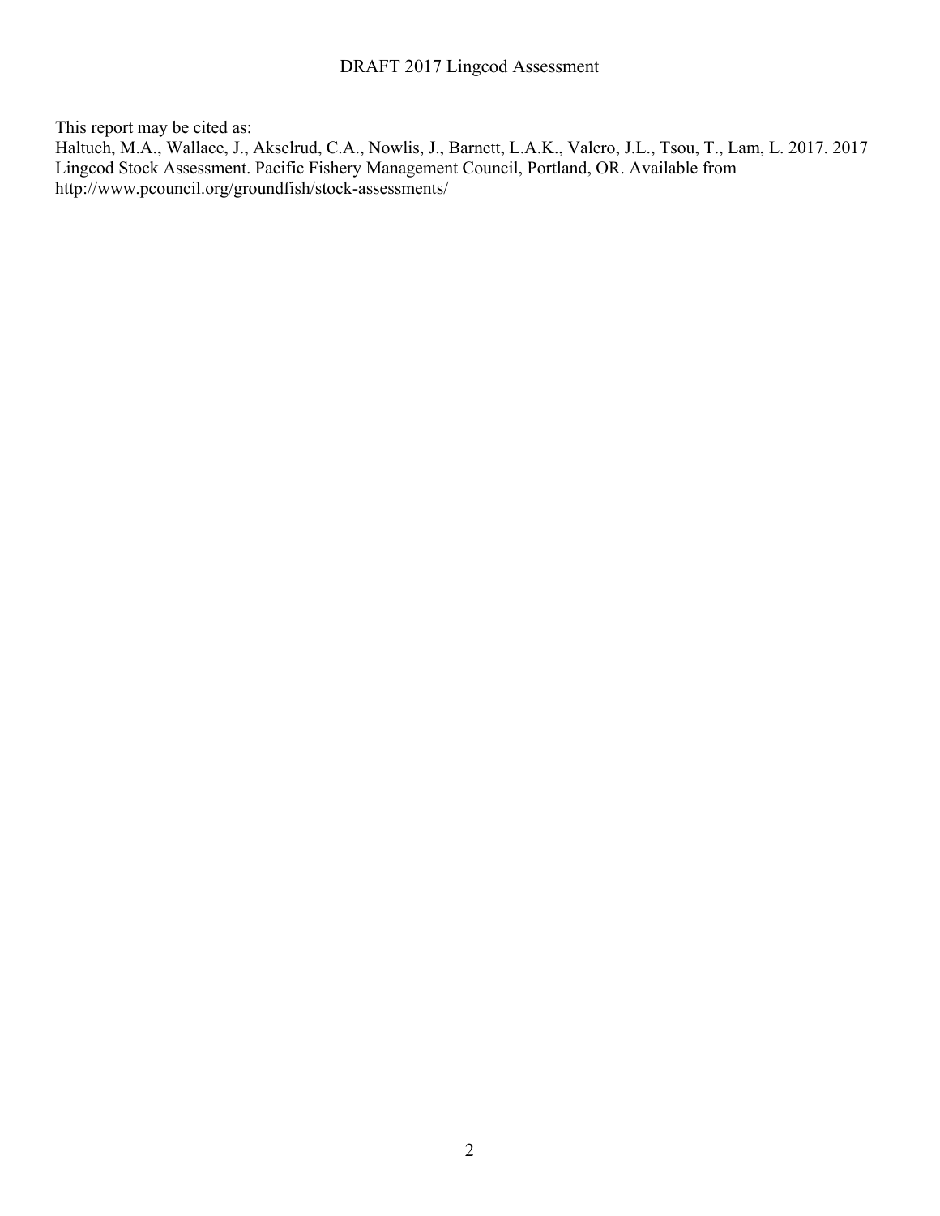This report may be cited as:

Haltuch, M.A., Wallace, J., Akselrud, C.A., Nowlis, J., Barnett, L.A.K., Valero, J.L., Tsou, T., Lam, L. 2017. 2017 Lingcod Stock Assessment. Pacific Fishery Management Council, Portland, OR. Available from http://www.pcouncil.org/groundfish/stock-assessments/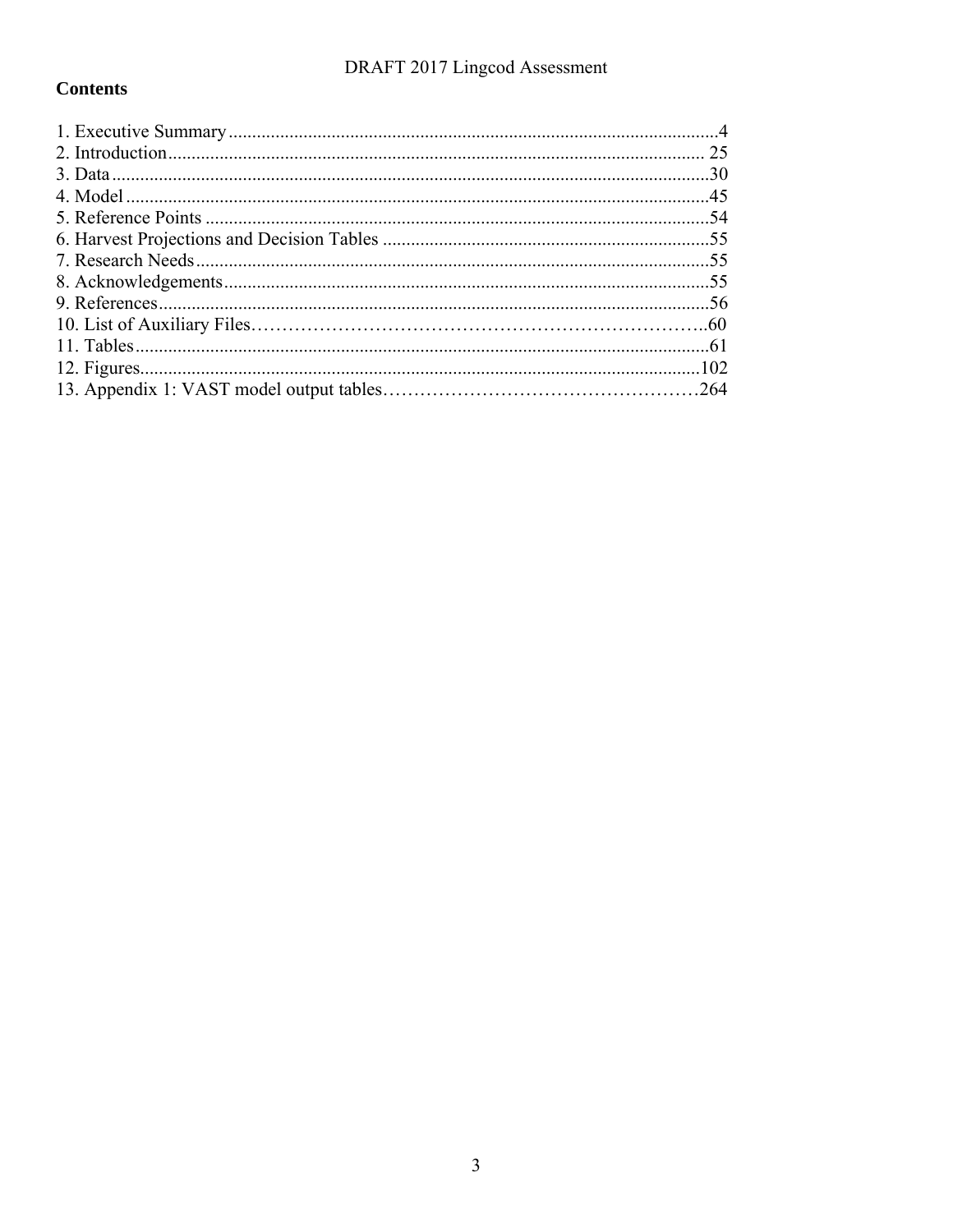## Contents

1. Executive Summary ........................................................................................................4
2. Introduction ................................................................................................................ 25
3. Data ...............................................................................................................................30
4. Model ............................................................................................................................45
5. Reference Points ...........................................................................................................54
6. Harvest Projections and Decision Tables .....................................................................55
7. Research Needs .............................................................................................................55
8. Acknowledgements.......................................................................................................55
9. References.....................................................................................................................56
10. List of Auxiliary Files……………………………………………………………..60
11. Tables ..........................................................................................................................61
12. Figures.......................................................................................................................102
13. Appendix 1: VAST model output tables……………………………………………264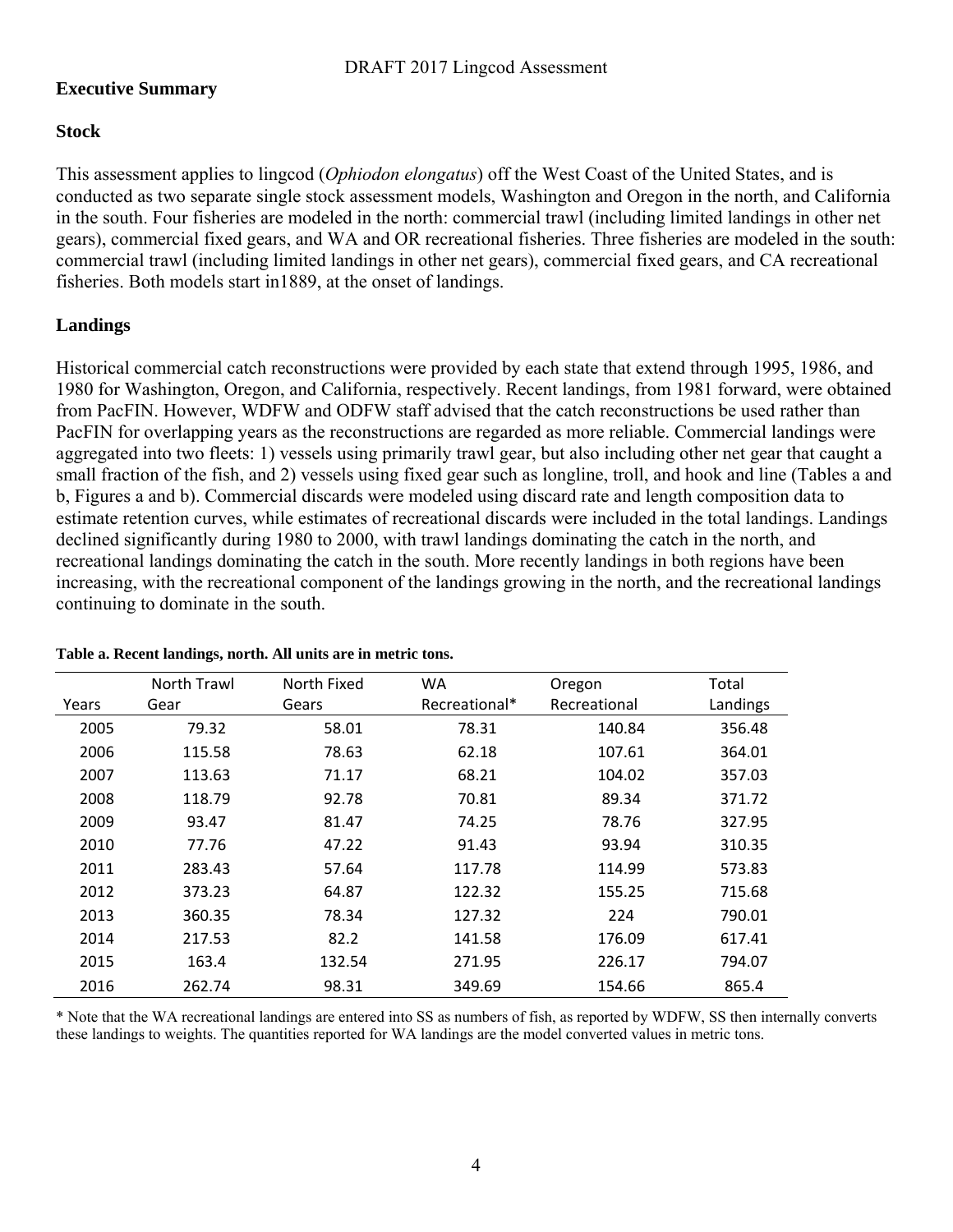## Executive Summary

### Stock

This assessment applies to lingcod (*Ophiodon elongatus*) off the West Coast of the United States, and is conducted as two separate single stock assessment models, Washington and Oregon in the north, and California in the south. Four fisheries are modeled in the north: commercial trawl (including limited landings in other net gears), commercial fixed gears, and WA and OR recreational fisheries. Three fisheries are modeled in the south: commercial trawl (including limited landings in other net gears), commercial fixed gears, and CA recreational fisheries. Both models start in1889, at the onset of landings.

### Landings

Historical commercial catch reconstructions were provided by each state that extend through 1995, 1986, and 1980 for Washington, Oregon, and California, respectively. Recent landings, from 1981 forward, were obtained from PacFIN. However, WDFW and ODFW staff advised that the catch reconstructions be used rather than PacFIN for overlapping years as the reconstructions are regarded as more reliable. Commercial landings were aggregated into two fleets: 1) vessels using primarily trawl gear, but also including other net gear that caught a small fraction of the fish, and 2) vessels using fixed gear such as longline, troll, and hook and line (Tables a and b, Figures a and b). Commercial discards were modeled using discard rate and length composition data to estimate retention curves, while estimates of recreational discards were included in the total landings. Landings declined significantly during 1980 to 2000, with trawl landings dominating the catch in the north, and recreational landings dominating the catch in the south. More recently landings in both regions have been increasing, with the recreational component of the landings growing in the north, and the recreational landings continuing to dominate in the south.

**Table a. Recent landings, north. All units are in metric tons.**

| Years | North Trawl Gear | North Fixed Gears | WA Recreational* | Oregon Recreational | Total Landings |
|---|---|---|---|---|---|
| 2005 | 79.32 | 58.01 | 78.31 | 140.84 | 356.48 |
| 2006 | 115.58 | 78.63 | 62.18 | 107.61 | 364.01 |
| 2007 | 113.63 | 71.17 | 68.21 | 104.02 | 357.03 |
| 2008 | 118.79 | 92.78 | 70.81 | 89.34 | 371.72 |
| 2009 | 93.47 | 81.47 | 74.25 | 78.76 | 327.95 |
| 2010 | 77.76 | 47.22 | 91.43 | 93.94 | 310.35 |
| 2011 | 283.43 | 57.64 | 117.78 | 114.99 | 573.83 |
| 2012 | 373.23 | 64.87 | 122.32 | 155.25 | 715.68 |
| 2013 | 360.35 | 78.34 | 127.32 | 224 | 790.01 |
| 2014 | 217.53 | 82.2 | 141.58 | 176.09 | 617.41 |
| 2015 | 163.4 | 132.54 | 271.95 | 226.17 | 794.07 |
| 2016 | 262.74 | 98.31 | 349.69 | 154.66 | 865.4 |

* Note that the WA recreational landings are entered into SS as numbers of fish, as reported by WDFW, SS then internally converts these landings to weights. The quantities reported for WA landings are the model converted values in metric tons.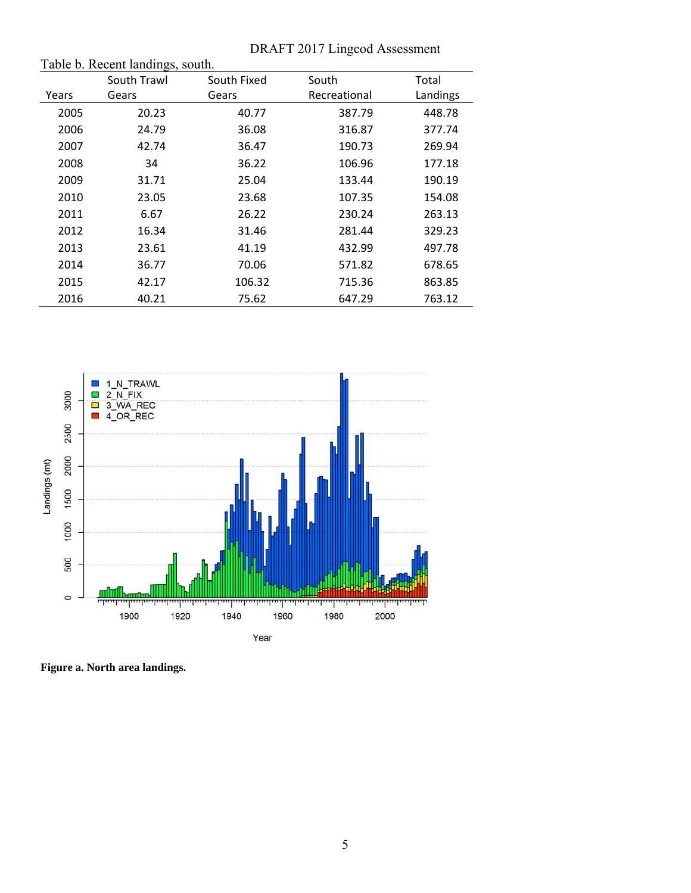Table b. Recent landings, south.

| Years | South Trawl Gears | South Fixed Gears | South Recreational | Total Landings |
|---|---|---|---|---|
| 2005 | 20.23 | 40.77 | 387.79 | 448.78 |
| 2006 | 24.79 | 36.08 | 316.87 | 377.74 |
| 2007 | 42.74 | 36.47 | 190.73 | 269.94 |
| 2008 | 34 | 36.22 | 106.96 | 177.18 |
| 2009 | 31.71 | 25.04 | 133.44 | 190.19 |
| 2010 | 23.05 | 23.68 | 107.35 | 154.08 |
| 2011 | 6.67 | 26.22 | 230.24 | 263.13 |
| 2012 | 16.34 | 31.46 | 281.44 | 329.23 |
| 2013 | 23.61 | 41.19 | 432.99 | 497.78 |
| 2014 | 36.77 | 70.06 | 571.82 | 678.65 |
| 2015 | 42.17 | 106.32 | 715.36 | 863.85 |
| 2016 | 40.21 | 75.62 | 647.29 | 763.12 |

**Figure a. North area landings.**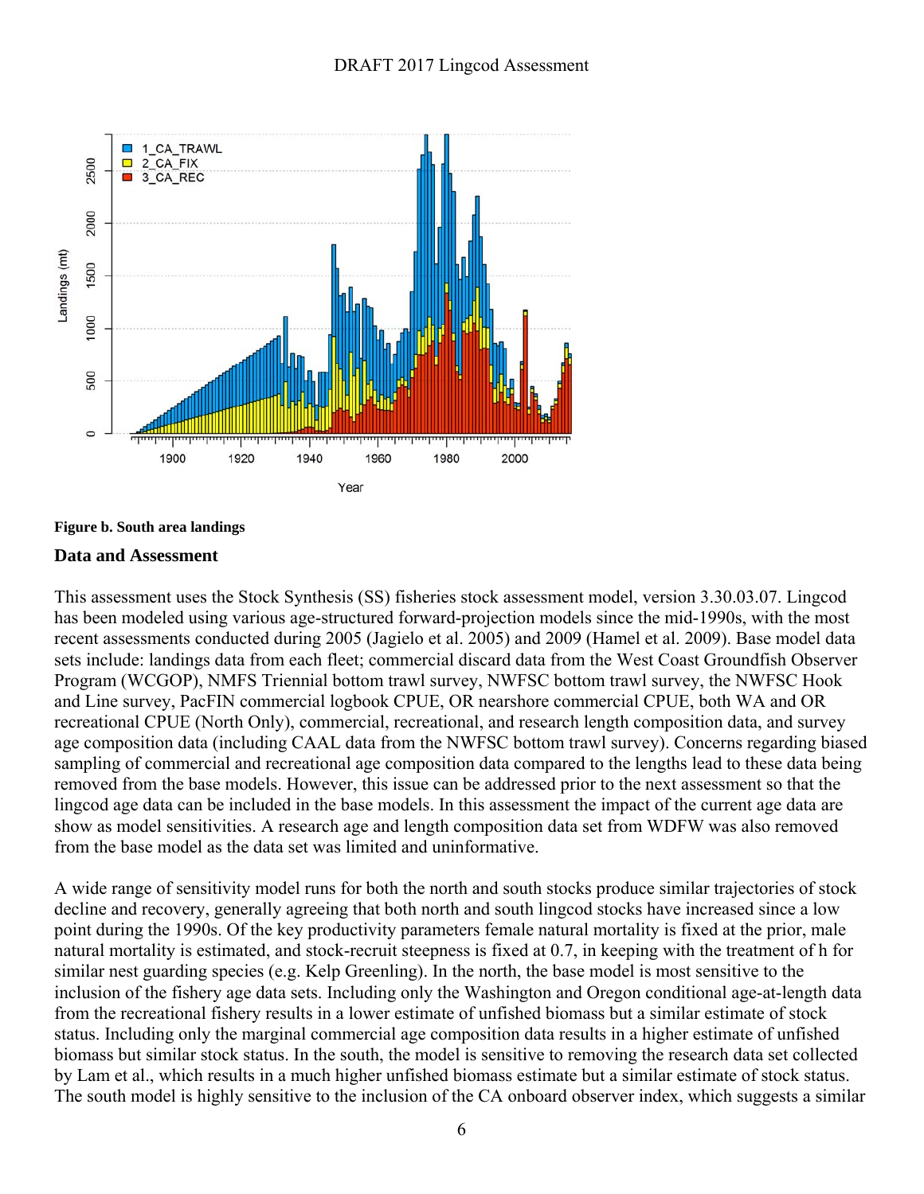**Figure b. South area landings**

## Data and Assessment

This assessment uses the Stock Synthesis (SS) fisheries stock assessment model, version 3.30.03.07. Lingcod has been modeled using various age-structured forward-projection models since the mid-1990s, with the most recent assessments conducted during 2005 (Jagielo et al. 2005) and 2009 (Hamel et al. 2009). Base model data sets include: landings data from each fleet; commercial discard data from the West Coast Groundfish Observer Program (WCGOP), NMFS Triennial bottom trawl survey, NWFSC bottom trawl survey, the NWFSC Hook and Line survey, PacFIN commercial logbook CPUE, OR nearshore commercial CPUE, both WA and OR recreational CPUE (North Only), commercial, recreational, and research length composition data, and survey age composition data (including CAAL data from the NWFSC bottom trawl survey). Concerns regarding biased sampling of commercial and recreational age composition data compared to the lengths lead to these data being removed from the base models. However, this issue can be addressed prior to the next assessment so that the lingcod age data can be included in the base models. In this assessment the impact of the current age data are show as model sensitivities. A research age and length composition data set from WDFW was also removed from the base model as the data set was limited and uninformative.

A wide range of sensitivity model runs for both the north and south stocks produce similar trajectories of stock decline and recovery, generally agreeing that both north and south lingcod stocks have increased since a low point during the 1990s. Of the key productivity parameters female natural mortality is fixed at the prior, male natural mortality is estimated, and stock-recruit steepness is fixed at 0.7, in keeping with the treatment of h for similar nest guarding species (e.g. Kelp Greenling). In the north, the base model is most sensitive to the inclusion of the fishery age data sets. Including only the Washington and Oregon conditional age-at-length data from the recreational fishery results in a lower estimate of unfished biomass but a similar estimate of stock status. Including only the marginal commercial age composition data results in a higher estimate of unfished biomass but similar stock status. In the south, the model is sensitive to removing the research data set collected by Lam et al., which results in a much higher unfished biomass estimate but a similar estimate of stock status. The south model is highly sensitive to the inclusion of the CA onboard observer index, which suggests a similar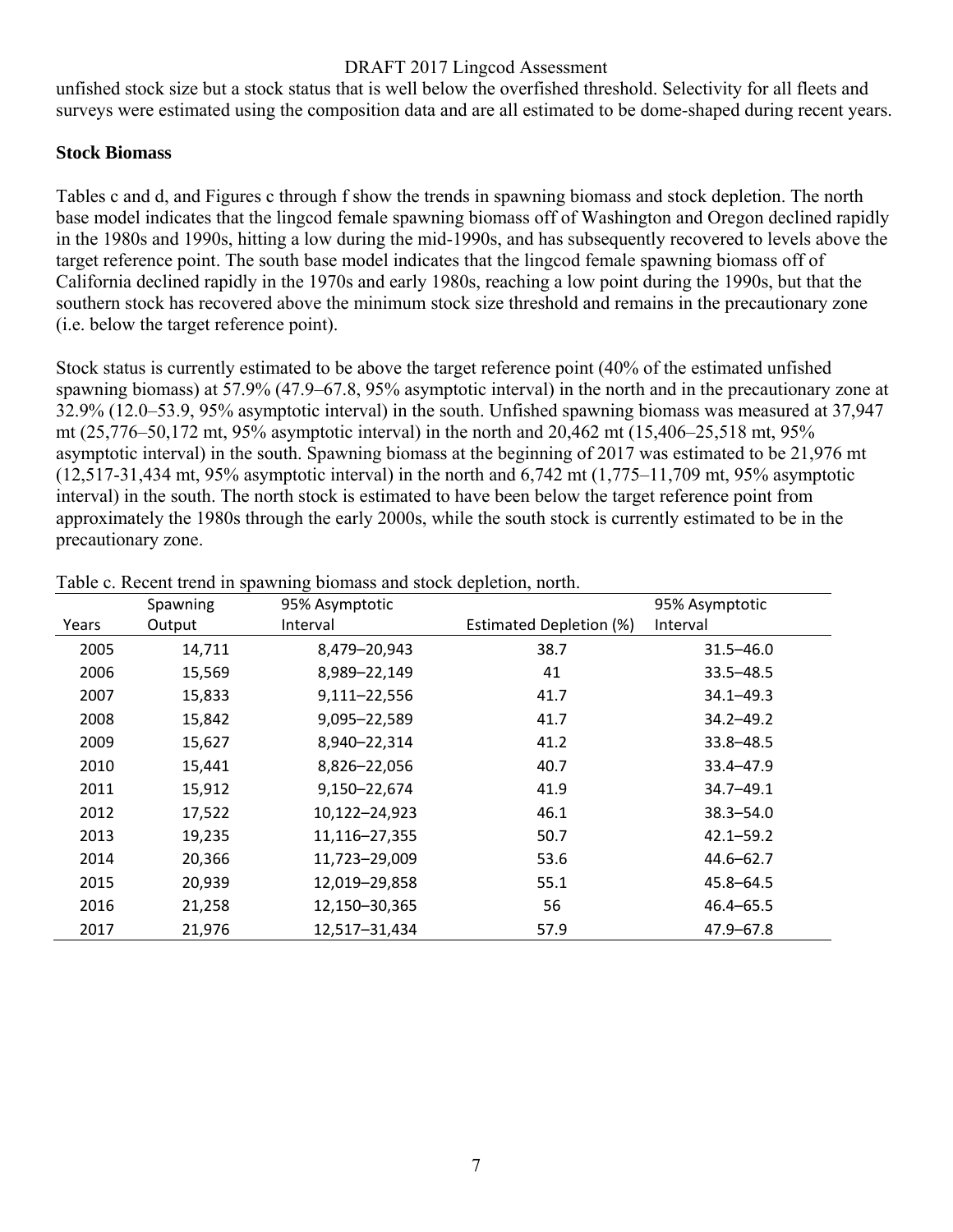unfished stock size but a stock status that is well below the overfished threshold. Selectivity for all fleets and surveys were estimated using the composition data and are all estimated to be dome-shaped during recent years.

**Stock Biomass**

Tables c and d, and Figures c through f show the trends in spawning biomass and stock depletion. The north base model indicates that the lingcod female spawning biomass off of Washington and Oregon declined rapidly in the 1980s and 1990s, hitting a low during the mid-1990s, and has subsequently recovered to levels above the target reference point. The south base model indicates that the lingcod female spawning biomass off of California declined rapidly in the 1970s and early 1980s, reaching a low point during the 1990s, but that the southern stock has recovered above the minimum stock size threshold and remains in the precautionary zone (i.e. below the target reference point).

Stock status is currently estimated to be above the target reference point (40% of the estimated unfished spawning biomass) at 57.9% (47.9–67.8, 95% asymptotic interval) in the north and in the precautionary zone at 32.9% (12.0–53.9, 95% asymptotic interval) in the south. Unfished spawning biomass was measured at 37,947 mt (25,776–50,172 mt, 95% asymptotic interval) in the north and 20,462 mt (15,406–25,518 mt, 95% asymptotic interval) in the south. Spawning biomass at the beginning of 2017 was estimated to be 21,976 mt (12,517-31,434 mt, 95% asymptotic interval) in the north and 6,742 mt (1,775–11,709 mt, 95% asymptotic interval) in the south. The north stock is estimated to have been below the target reference point from approximately the 1980s through the early 2000s, while the south stock is currently estimated to be in the precautionary zone.

Table c. Recent trend in spawning biomass and stock depletion, north.

| Years | Spawning Output | 95% Asymptotic Interval | Estimated Depletion (%) | 95% Asymptotic Interval |
|---|---|---|---|---|
| 2005 | 14,711 | 8,479–20,943 | 38.7 | 31.5–46.0 |
| 2006 | 15,569 | 8,989–22,149 | 41 | 33.5–48.5 |
| 2007 | 15,833 | 9,111–22,556 | 41.7 | 34.1–49.3 |
| 2008 | 15,842 | 9,095–22,589 | 41.7 | 34.2–49.2 |
| 2009 | 15,627 | 8,940–22,314 | 41.2 | 33.8–48.5 |
| 2010 | 15,441 | 8,826–22,056 | 40.7 | 33.4–47.9 |
| 2011 | 15,912 | 9,150–22,674 | 41.9 | 34.7–49.1 |
| 2012 | 17,522 | 10,122–24,923 | 46.1 | 38.3–54.0 |
| 2013 | 19,235 | 11,116–27,355 | 50.7 | 42.1–59.2 |
| 2014 | 20,366 | 11,723–29,009 | 53.6 | 44.6–62.7 |
| 2015 | 20,939 | 12,019–29,858 | 55.1 | 45.8–64.5 |
| 2016 | 21,258 | 12,150–30,365 | 56 | 46.4–65.5 |
| 2017 | 21,976 | 12,517–31,434 | 57.9 | 47.9–67.8 |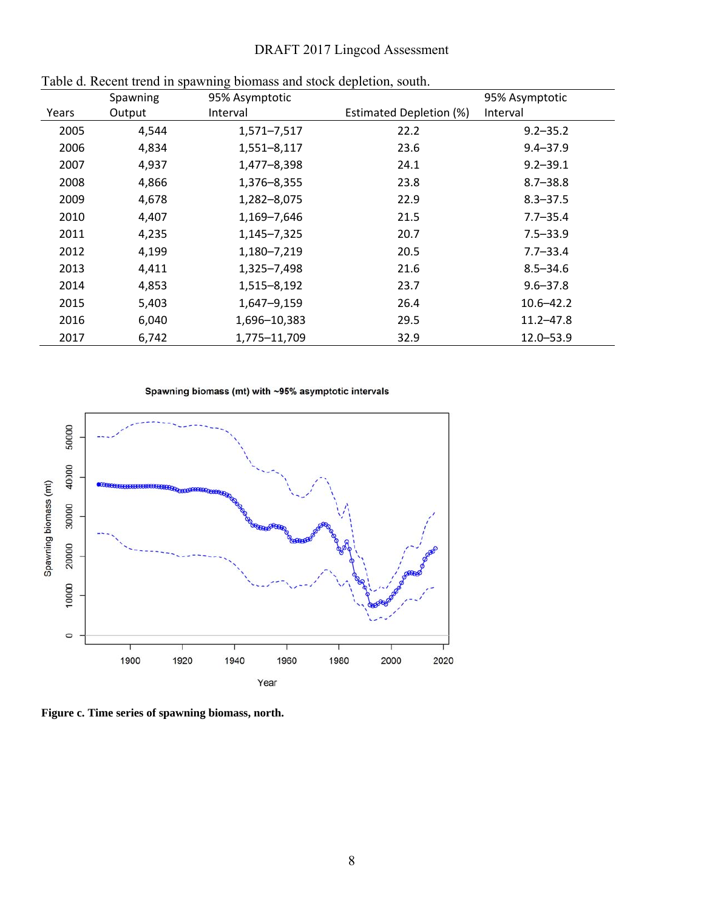Table d. Recent trend in spawning biomass and stock depletion, south.

| Years | Spawning Output | 95% Asymptotic Interval | Estimated Depletion (%) | 95% Asymptotic Interval |
|---|---|---|---|---|
| 2005 | 4,544 | 1,571–7,517 | 22.2 | 9.2–35.2 |
| 2006 | 4,834 | 1,551–8,117 | 23.6 | 9.4–37.9 |
| 2007 | 4,937 | 1,477–8,398 | 24.1 | 9.2–39.1 |
| 2008 | 4,866 | 1,376–8,355 | 23.8 | 8.7–38.8 |
| 2009 | 4,678 | 1,282–8,075 | 22.9 | 8.3–37.5 |
| 2010 | 4,407 | 1,169–7,646 | 21.5 | 7.7–35.4 |
| 2011 | 4,235 | 1,145–7,325 | 20.7 | 7.5–33.9 |
| 2012 | 4,199 | 1,180–7,219 | 20.5 | 7.7–33.4 |
| 2013 | 4,411 | 1,325–7,498 | 21.6 | 8.5–34.6 |
| 2014 | 4,853 | 1,515–8,192 | 23.7 | 9.6–37.8 |
| 2015 | 5,403 | 1,647–9,159 | 26.4 | 10.6–42.2 |
| 2016 | 6,040 | 1,696–10,383 | 29.5 | 11.2–47.8 |
| 2017 | 6,742 | 1,775–11,709 | 32.9 | 12.0–53.9 |

**Figure c. Time series of spawning biomass, north.**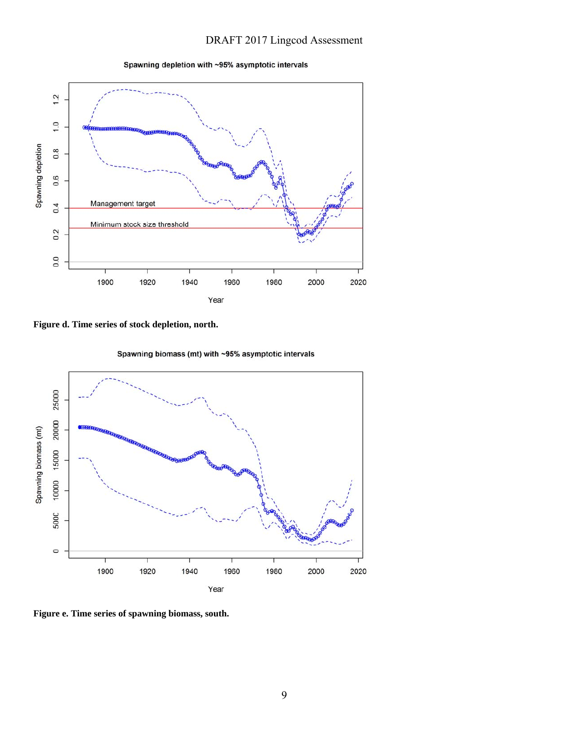Figure d. Time series of stock depletion, north.

Figure e. Time series of spawning biomass, south.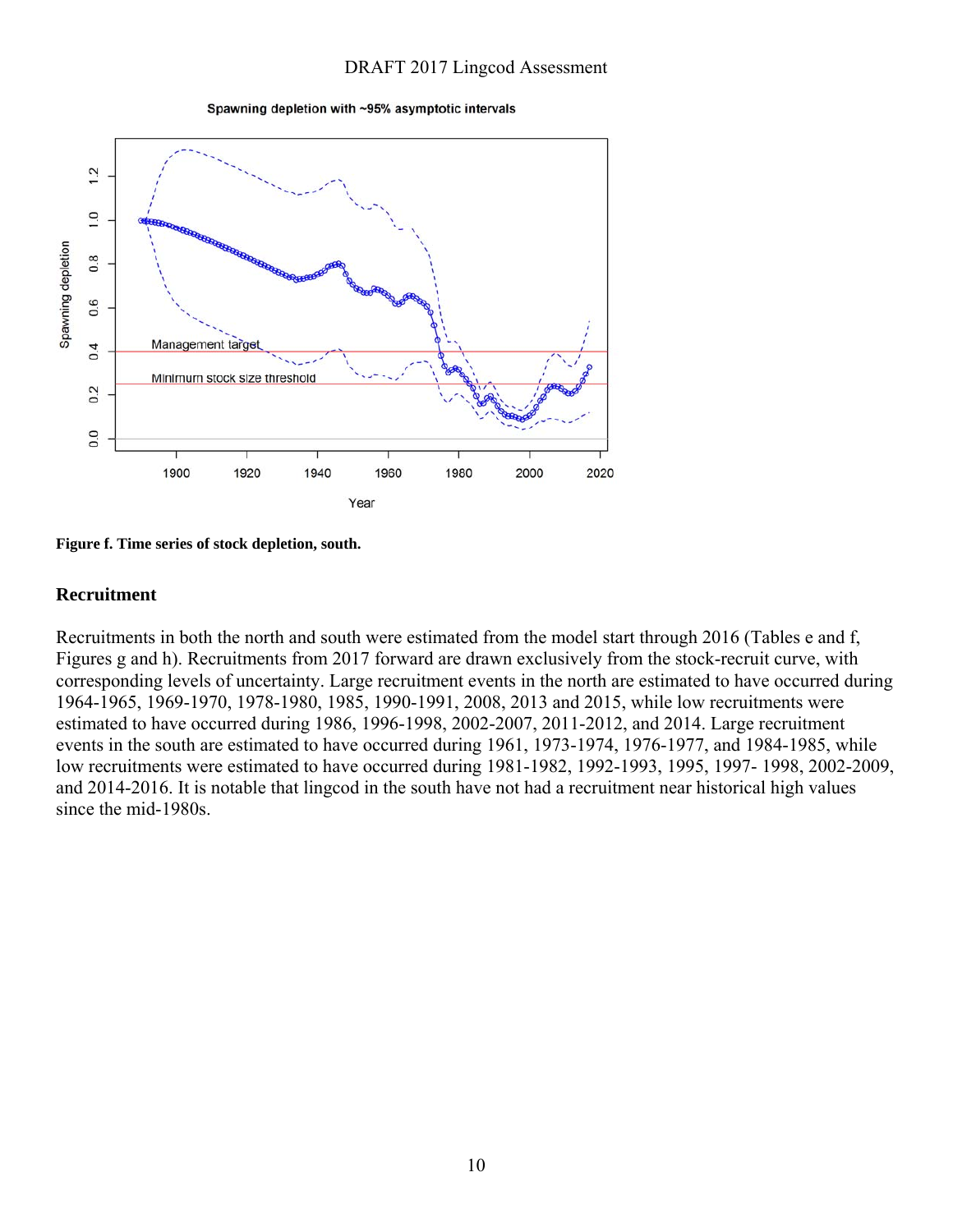**Figure f. Time series of stock depletion, south.**

## Recruitment

Recruitments in both the north and south were estimated from the model start through 2016 (Tables e and f, Figures g and h). Recruitments from 2017 forward are drawn exclusively from the stock-recruit curve, with corresponding levels of uncertainty. Large recruitment events in the north are estimated to have occurred during 1964-1965, 1969-1970, 1978-1980, 1985, 1990-1991, 2008, 2013 and 2015, while low recruitments were estimated to have occurred during 1986, 1996-1998, 2002-2007, 2011-2012, and 2014. Large recruitment events in the south are estimated to have occurred during 1961, 1973-1974, 1976-1977, and 1984-1985, while low recruitments were estimated to have occurred during 1981-1982, 1992-1993, 1995, 1997- 1998, 2002-2009, and 2014-2016. It is notable that lingcod in the south have not had a recruitment near historical high values since the mid-1980s.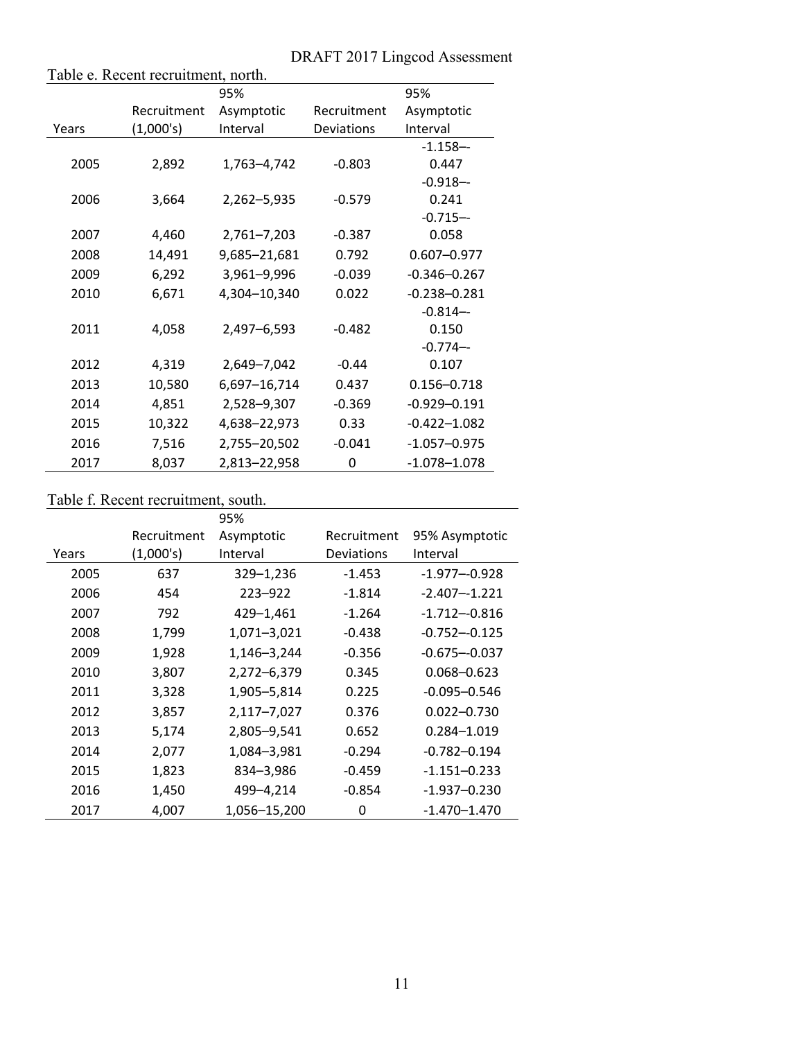Table e. Recent recruitment, north.

| Years | Recruitment (1,000's) | 95% Asymptotic Interval | Recruitment Deviations | 95% Asymptotic Interval |
|---|---|---|---|---|
| 2005 | 2,892 | 1,763–4,742 | -0.803 | -1.158–-0.447 |
| 2006 | 3,664 | 2,262–5,935 | -0.579 | -0.918–-0.241 |
| 2007 | 4,460 | 2,761–7,203 | -0.387 | -0.715–-0.058 |
| 2008 | 14,491 | 9,685–21,681 | 0.792 | 0.607–0.977 |
| 2009 | 6,292 | 3,961–9,996 | -0.039 | -0.346–0.267 |
| 2010 | 6,671 | 4,304–10,340 | 0.022 | -0.238–0.281 |
| 2011 | 4,058 | 2,497–6,593 | -0.482 | -0.814–-0.150 |
| 2012 | 4,319 | 2,649–7,042 | -0.44 | -0.774–-0.107 |
| 2013 | 10,580 | 6,697–16,714 | 0.437 | 0.156–0.718 |
| 2014 | 4,851 | 2,528–9,307 | -0.369 | -0.929–0.191 |
| 2015 | 10,322 | 4,638–22,973 | 0.33 | -0.422–1.082 |
| 2016 | 7,516 | 2,755–20,502 | -0.041 | -1.057–0.975 |
| 2017 | 8,037 | 2,813–22,958 | 0 | -1.078–1.078 |

Table f. Recent recruitment, south.

| Years | Recruitment (1,000's) | 95% Asymptotic Interval | Recruitment Deviations | 95% Asymptotic Interval |
|---|---|---|---|---|
| 2005 | 637 | 329–1,236 | -1.453 | -1.977–-0.928 |
| 2006 | 454 | 223–922 | -1.814 | -2.407–-1.221 |
| 2007 | 792 | 429–1,461 | -1.264 | -1.712–-0.816 |
| 2008 | 1,799 | 1,071–3,021 | -0.438 | -0.752–-0.125 |
| 2009 | 1,928 | 1,146–3,244 | -0.356 | -0.675–-0.037 |
| 2010 | 3,807 | 2,272–6,379 | 0.345 | 0.068–0.623 |
| 2011 | 3,328 | 1,905–5,814 | 0.225 | -0.095–0.546 |
| 2012 | 3,857 | 2,117–7,027 | 0.376 | 0.022–0.730 |
| 2013 | 5,174 | 2,805–9,541 | 0.652 | 0.284–1.019 |
| 2014 | 2,077 | 1,084–3,981 | -0.294 | -0.782–0.194 |
| 2015 | 1,823 | 834–3,986 | -0.459 | -1.151–0.233 |
| 2016 | 1,450 | 499–4,214 | -0.854 | -1.937–0.230 |
| 2017 | 4,007 | 1,056–15,200 | 0 | -1.470–1.470 |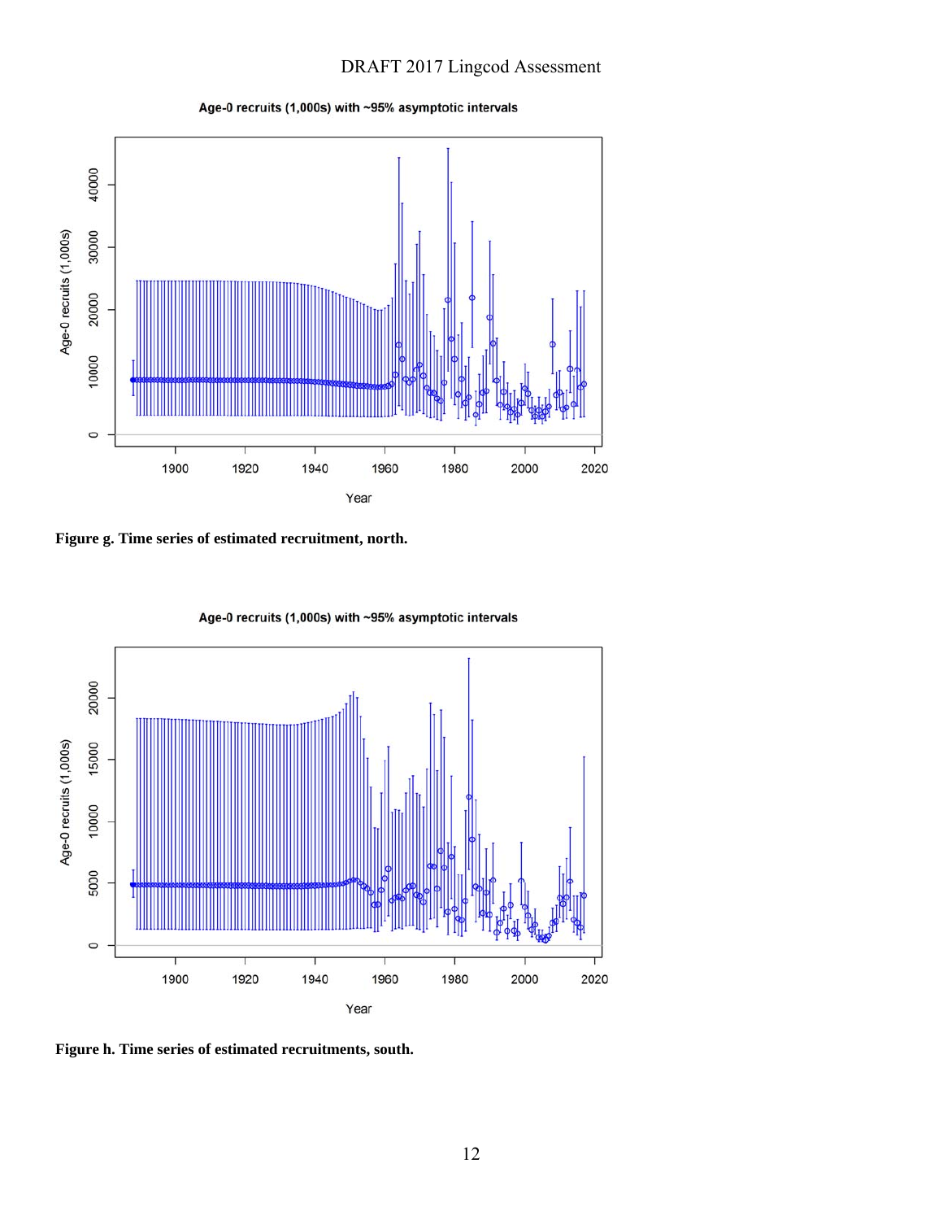**Figure g. Time series of estimated recruitment, north.**

**Figure h. Time series of estimated recruitments, south.**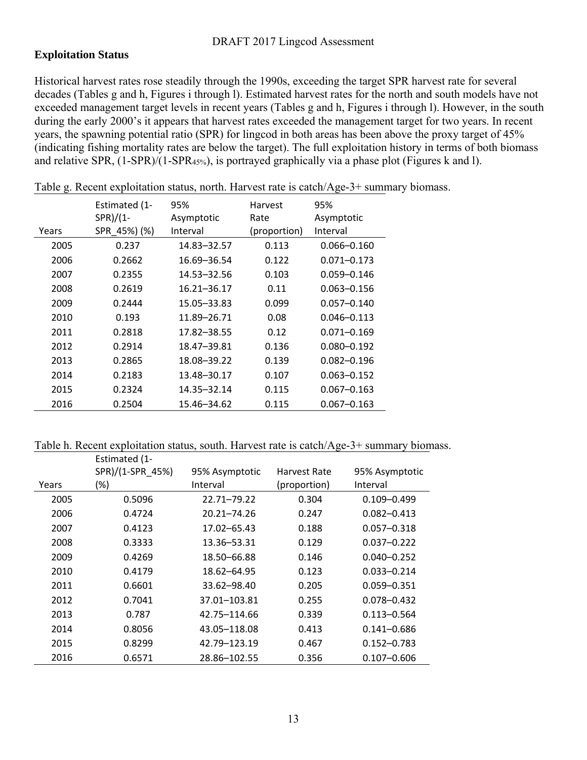## Exploitation Status

Historical harvest rates rose steadily through the 1990s, exceeding the target SPR harvest rate for several decades (Tables g and h, Figures i through l). Estimated harvest rates for the north and south models have not exceeded management target levels in recent years (Tables g and h, Figures i through l). However, in the south during the early 2000's it appears that harvest rates exceeded the management target for two years. In recent years, the spawning potential ratio (SPR) for lingcod in both areas has been above the proxy target of 45% (indicating fishing mortality rates are below the target). The full exploitation history in terms of both biomass and relative SPR, $(1\text{-SPR})/(1\text{-SPR}_{45\%})$, is portrayed graphically via a phase plot (Figures k and l).

Table g. Recent exploitation status, north. Harvest rate is catch/Age-3+ summary biomass.

| Years | Estimated (1-SPR)/(1-SPR_45%) (%) | 95% Asymptotic Interval | Harvest Rate (proportion) | 95% Asymptotic Interval |
|---|---|---|---|---|
| 2005 | 0.237 | 14.83–32.57 | 0.113 | 0.066–0.160 |
| 2006 | 0.2662 | 16.69–36.54 | 0.122 | 0.071–0.173 |
| 2007 | 0.2355 | 14.53–32.56 | 0.103 | 0.059–0.146 |
| 2008 | 0.2619 | 16.21–36.17 | 0.11 | 0.063–0.156 |
| 2009 | 0.2444 | 15.05–33.83 | 0.099 | 0.057–0.140 |
| 2010 | 0.193 | 11.89–26.71 | 0.08 | 0.046–0.113 |
| 2011 | 0.2818 | 17.82–38.55 | 0.12 | 0.071–0.169 |
| 2012 | 0.2914 | 18.47–39.81 | 0.136 | 0.080–0.192 |
| 2013 | 0.2865 | 18.08–39.22 | 0.139 | 0.082–0.196 |
| 2014 | 0.2183 | 13.48–30.17 | 0.107 | 0.063–0.152 |
| 2015 | 0.2324 | 14.35–32.14 | 0.115 | 0.067–0.163 |
| 2016 | 0.2504 | 15.46–34.62 | 0.115 | 0.067–0.163 |

Table h. Recent exploitation status, south. Harvest rate is catch/Age-3+ summary biomass.

| Years | Estimated (1-SPR)/(1-SPR_45%) (%) | 95% Asymptotic Interval | Harvest Rate (proportion) | 95% Asymptotic Interval |
|---|---|---|---|---|
| 2005 | 0.5096 | 22.71–79.22 | 0.304 | 0.109–0.499 |
| 2006 | 0.4724 | 20.21–74.26 | 0.247 | 0.082–0.413 |
| 2007 | 0.4123 | 17.02–65.43 | 0.188 | 0.057–0.318 |
| 2008 | 0.3333 | 13.36–53.31 | 0.129 | 0.037–0.222 |
| 2009 | 0.4269 | 18.50–66.88 | 0.146 | 0.040–0.252 |
| 2010 | 0.4179 | 18.62–64.95 | 0.123 | 0.033–0.214 |
| 2011 | 0.6601 | 33.62–98.40 | 0.205 | 0.059–0.351 |
| 2012 | 0.7041 | 37.01–103.81 | 0.255 | 0.078–0.432 |
| 2013 | 0.787 | 42.75–114.66 | 0.339 | 0.113–0.564 |
| 2014 | 0.8056 | 43.05–118.08 | 0.413 | 0.141–0.686 |
| 2015 | 0.8299 | 42.79–123.19 | 0.467 | 0.152–0.783 |
| 2016 | 0.6571 | 28.86–102.55 | 0.356 | 0.107–0.606 |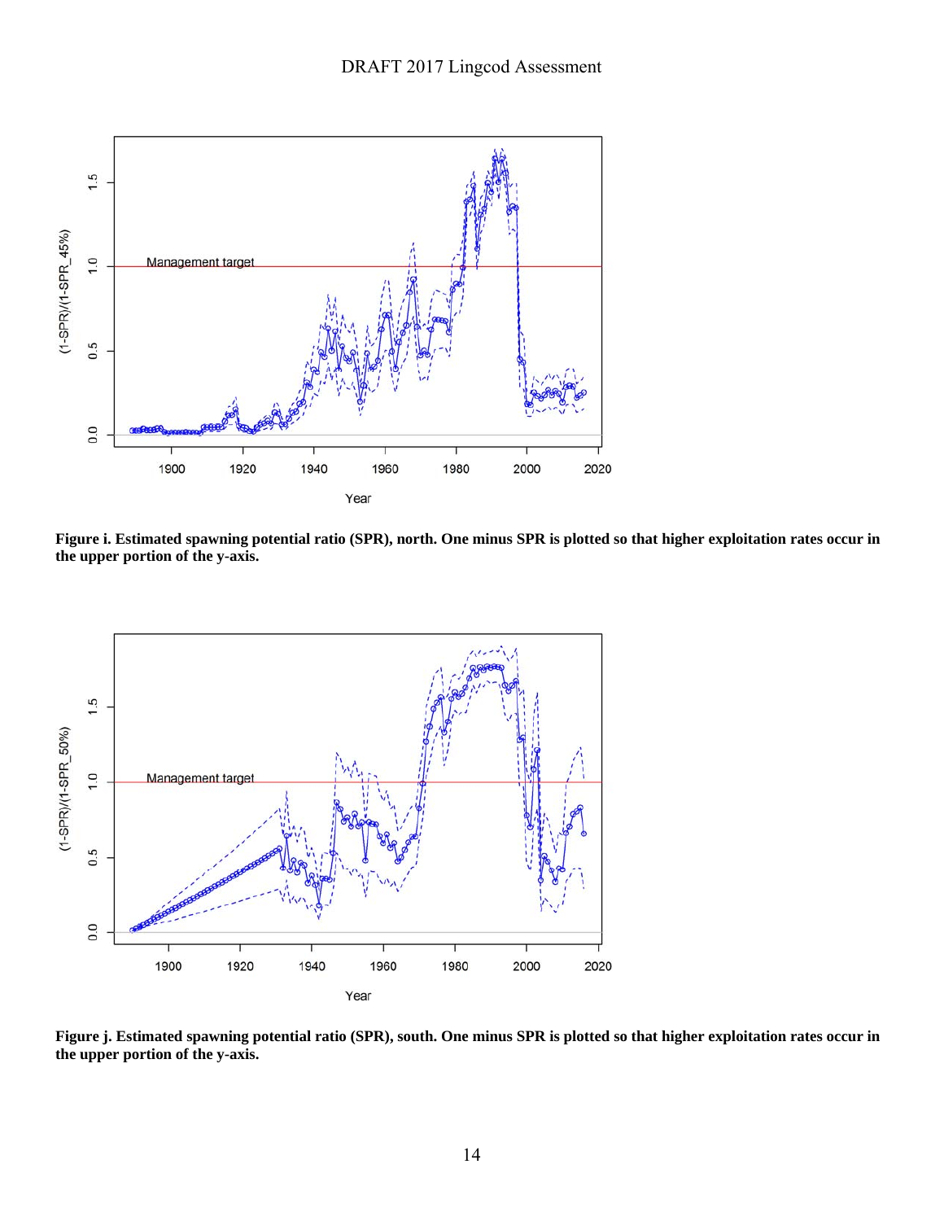**Figure i. Estimated spawning potential ratio (SPR), north. One minus SPR is plotted so that higher exploitation rates occur in the upper portion of the y-axis.**

**Figure j. Estimated spawning potential ratio (SPR), south. One minus SPR is plotted so that higher exploitation rates occur in the upper portion of the y-axis.**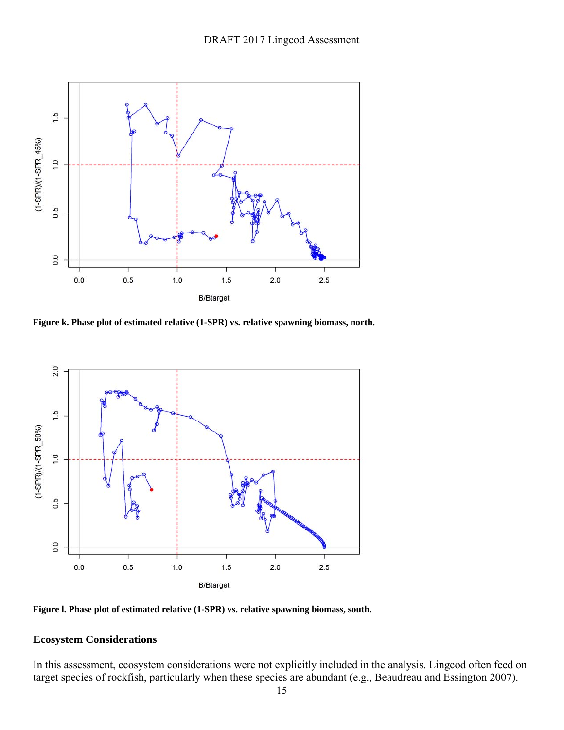**Figure k. Phase plot of estimated relative (1-SPR) vs. relative spawning biomass, north.**

**Figure l. Phase plot of estimated relative (1-SPR) vs. relative spawning biomass, south.**

## Ecosystem Considerations

In this assessment, ecosystem considerations were not explicitly included in the analysis. Lingcod often feed on target species of rockfish, particularly when these species are abundant (e.g., Beaudreau and Essington 2007).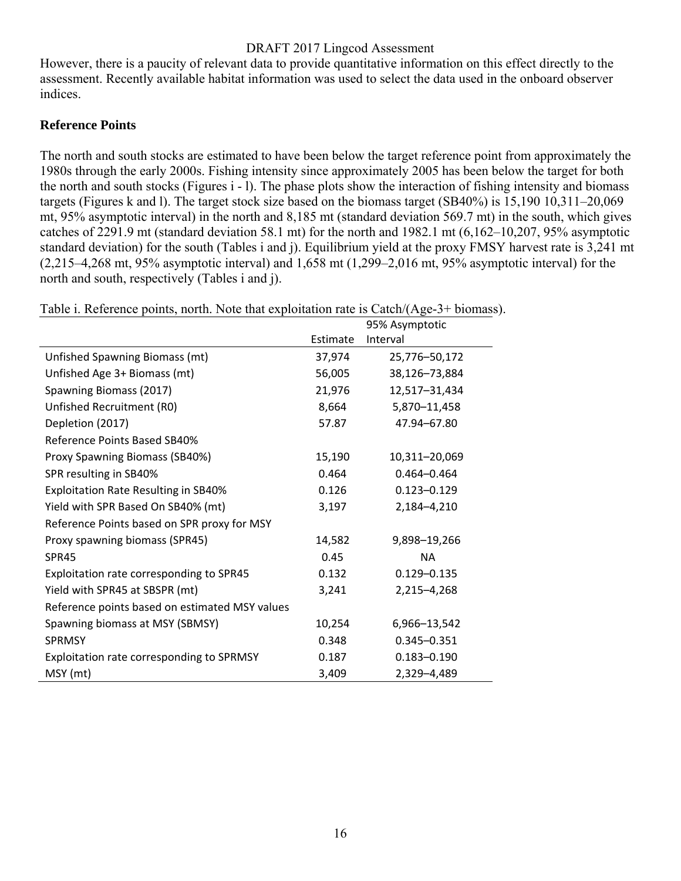However, there is a paucity of relevant data to provide quantitative information on this effect directly to the assessment. Recently available habitat information was used to select the data used in the onboard observer indices.

**Reference Points**

The north and south stocks are estimated to have been below the target reference point from approximately the 1980s through the early 2000s. Fishing intensity since approximately 2005 has been below the target for both the north and south stocks (Figures i - l). The phase plots show the interaction of fishing intensity and biomass targets (Figures k and l). The target stock size based on the biomass target (SB40%) is 15,190 10,311–20,069 mt, 95% asymptotic interval) in the north and 8,185 mt (standard deviation 569.7 mt) in the south, which gives catches of 2291.9 mt (standard deviation 58.1 mt) for the north and 1982.1 mt (6,162–10,207, 95% asymptotic standard deviation) for the south (Tables i and j). Equilibrium yield at the proxy FMSY harvest rate is 3,241 mt (2,215–4,268 mt, 95% asymptotic interval) and 1,658 mt (1,299–2,016 mt, 95% asymptotic interval) for the north and south, respectively (Tables i and j).

Table i. Reference points, north. Note that exploitation rate is Catch/(Age-3+ biomass).

| | Estimate | 95% Asymptotic Interval |
|---|---|---|
| Unfished Spawning Biomass (mt) | 37,974 | 25,776–50,172 |
| Unfished Age 3+ Biomass (mt) | 56,005 | 38,126–73,884 |
| Spawning Biomass (2017) | 21,976 | 12,517–31,434 |
| Unfished Recruitment (R0) | 8,664 | 5,870–11,458 |
| Depletion (2017) | 57.87 | 47.94–67.80 |
| Reference Points Based SB40% | | |
| Proxy Spawning Biomass (SB40%) | 15,190 | 10,311–20,069 |
| SPR resulting in SB40% | 0.464 | 0.464–0.464 |
| Exploitation Rate Resulting in SB40% | 0.126 | 0.123–0.129 |
| Yield with SPR Based On SB40% (mt) | 3,197 | 2,184–4,210 |
| Reference Points based on SPR proxy for MSY | | |
| Proxy spawning biomass (SPR45) | 14,582 | 9,898–19,266 |
| SPR45 | 0.45 | NA |
| Exploitation rate corresponding to SPR45 | 0.132 | 0.129–0.135 |
| Yield with SPR45 at SBSPR (mt) | 3,241 | 2,215–4,268 |
| Reference points based on estimated MSY values | | |
| Spawning biomass at MSY (SBMSY) | 10,254 | 6,966–13,542 |
| SPRMSY | 0.348 | 0.345–0.351 |
| Exploitation rate corresponding to SPRMSY | 0.187 | 0.183–0.190 |
| MSY (mt) | 3,409 | 2,329–4,489 |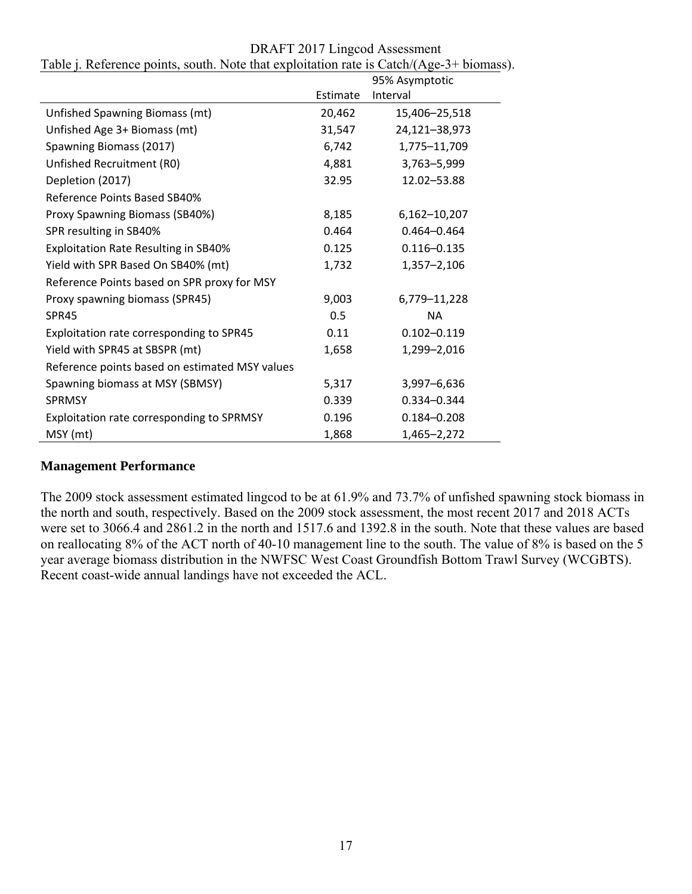Table j. Reference points, south. Note that exploitation rate is Catch/(Age-3+ biomass).

| | Estimate | 95% Asymptotic Interval |
|---|---|---|
| Unfished Spawning Biomass (mt) | 20,462 | 15,406–25,518 |
| Unfished Age 3+ Biomass (mt) | 31,547 | 24,121–38,973 |
| Spawning Biomass (2017) | 6,742 | 1,775–11,709 |
| Unfished Recruitment (R0) | 4,881 | 3,763–5,999 |
| Depletion (2017) | 32.95 | 12.02–53.88 |
| Reference Points Based SB40% | | |
| Proxy Spawning Biomass (SB40%) | 8,185 | 6,162–10,207 |
| SPR resulting in SB40% | 0.464 | 0.464–0.464 |
| Exploitation Rate Resulting in SB40% | 0.125 | 0.116–0.135 |
| Yield with SPR Based On SB40% (mt) | 1,732 | 1,357–2,106 |
| Reference Points based on SPR proxy for MSY | | |
| Proxy spawning biomass (SPR45) | 9,003 | 6,779–11,228 |
| SPR45 | 0.5 | NA |
| Exploitation rate corresponding to SPR45 | 0.11 | 0.102–0.119 |
| Yield with SPR45 at SBSPR (mt) | 1,658 | 1,299–2,016 |
| Reference points based on estimated MSY values | | |
| Spawning biomass at MSY (SBMSY) | 5,317 | 3,997–6,636 |
| SPRMSY | 0.339 | 0.334–0.344 |
| Exploitation rate corresponding to SPRMSY | 0.196 | 0.184–0.208 |
| MSY (mt) | 1,868 | 1,465–2,272 |

## Management Performance

The 2009 stock assessment estimated lingcod to be at 61.9% and 73.7% of unfished spawning stock biomass in the north and south, respectively. Based on the 2009 stock assessment, the most recent 2017 and 2018 ACTs were set to 3066.4 and 2861.2 in the north and 1517.6 and 1392.8 in the south. Note that these values are based on reallocating 8% of the ACT north of 40-10 management line to the south. The value of 8% is based on the 5 year average biomass distribution in the NWFSC West Coast Groundfish Bottom Trawl Survey (WCGBTS). Recent coast-wide annual landings have not exceeded the ACL.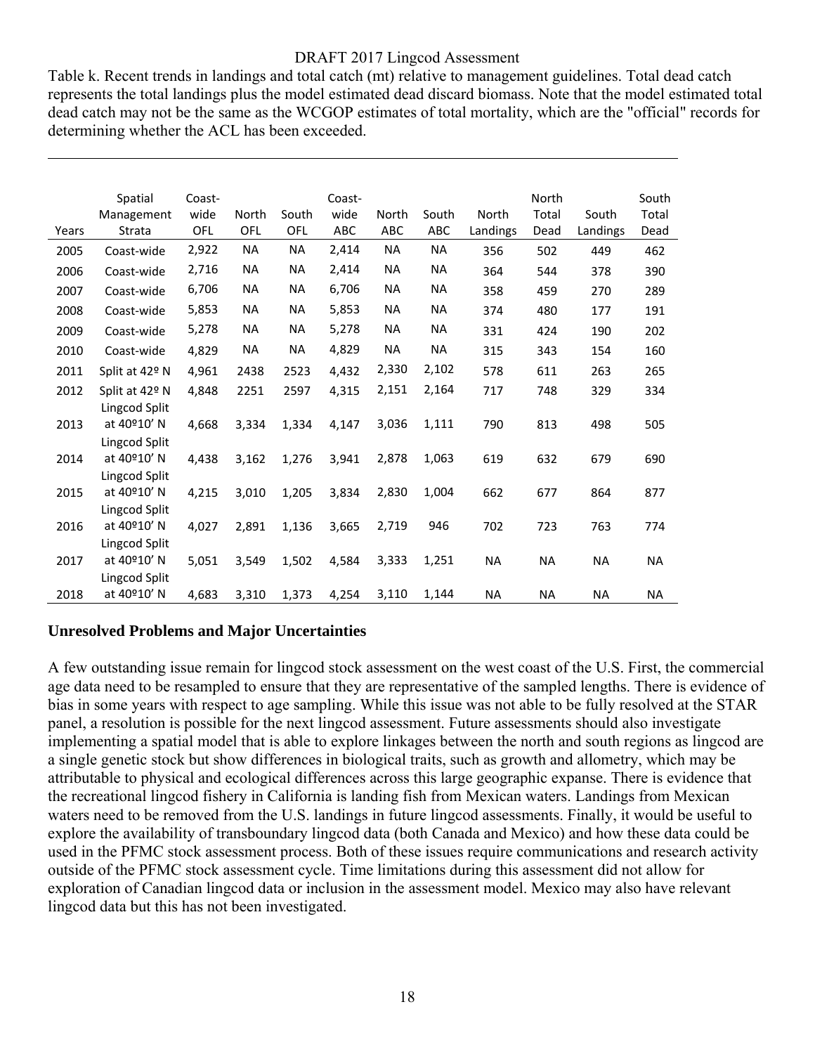Table k. Recent trends in landings and total catch (mt) relative to management guidelines. Total dead catch represents the total landings plus the model estimated dead discard biomass. Note that the model estimated total dead catch may not be the same as the WCGOP estimates of total mortality, which are the "official" records for determining whether the ACL has been exceeded.

| Years | Spatial Management Strata | Coast-wide OFL | North OFL | South OFL | Coast-wide ABC | North ABC | South ABC | North Landings | North Total Dead | South Landings | South Total Dead |
|---|---|---|---|---|---|---|---|---|---|---|---|
| 2005 | Coast-wide | 2,922 | NA | NA | 2,414 | NA | NA | 356 | 502 | 449 | 462 |
| 2006 | Coast-wide | 2,716 | NA | NA | 2,414 | NA | NA | 364 | 544 | 378 | 390 |
| 2007 | Coast-wide | 6,706 | NA | NA | 6,706 | NA | NA | 358 | 459 | 270 | 289 |
| 2008 | Coast-wide | 5,853 | NA | NA | 5,853 | NA | NA | 374 | 480 | 177 | 191 |
| 2009 | Coast-wide | 5,278 | NA | NA | 5,278 | NA | NA | 331 | 424 | 190 | 202 |
| 2010 | Coast-wide | 4,829 | NA | NA | 4,829 | NA | NA | 315 | 343 | 154 | 160 |
| 2011 | Split at 42º N | 4,961 | 2438 | 2523 | 4,432 | 2,330 | 2,102 | 578 | 611 | 263 | 265 |
| 2012 | Split at 42º N | 4,848 | 2251 | 2597 | 4,315 | 2,151 | 2,164 | 717 | 748 | 329 | 334 |
| 2013 | Lingcod Split at 40º10' N | 4,668 | 3,334 | 1,334 | 4,147 | 3,036 | 1,111 | 790 | 813 | 498 | 505 |
| 2014 | Lingcod Split at 40º10' N | 4,438 | 3,162 | 1,276 | 3,941 | 2,878 | 1,063 | 619 | 632 | 679 | 690 |
| 2015 | Lingcod Split at 40º10' N | 4,215 | 3,010 | 1,205 | 3,834 | 2,830 | 1,004 | 662 | 677 | 864 | 877 |
| 2016 | Lingcod Split at 40º10' N | 4,027 | 2,891 | 1,136 | 3,665 | 2,719 | 946 | 702 | 723 | 763 | 774 |
| 2017 | Lingcod Split at 40º10' N | 5,051 | 3,549 | 1,502 | 4,584 | 3,333 | 1,251 | NA | NA | NA | NA |
| 2018 | Lingcod Split at 40º10' N | 4,683 | 3,310 | 1,373 | 4,254 | 3,110 | 1,144 | NA | NA | NA | NA |

## Unresolved Problems and Major Uncertainties

A few outstanding issue remain for lingcod stock assessment on the west coast of the U.S. First, the commercial age data need to be resampled to ensure that they are representative of the sampled lengths. There is evidence of bias in some years with respect to age sampling. While this issue was not able to be fully resolved at the STAR panel, a resolution is possible for the next lingcod assessment. Future assessments should also investigate implementing a spatial model that is able to explore linkages between the north and south regions as lingcod are a single genetic stock but show differences in biological traits, such as growth and allometry, which may be attributable to physical and ecological differences across this large geographic expanse. There is evidence that the recreational lingcod fishery in California is landing fish from Mexican waters. Landings from Mexican waters need to be removed from the U.S. landings in future lingcod assessments. Finally, it would be useful to explore the availability of transboundary lingcod data (both Canada and Mexico) and how these data could be used in the PFMC stock assessment process. Both of these issues require communications and research activity outside of the PFMC stock assessment cycle. Time limitations during this assessment did not allow for exploration of Canadian lingcod data or inclusion in the assessment model. Mexico may also have relevant lingcod data but this has not been investigated.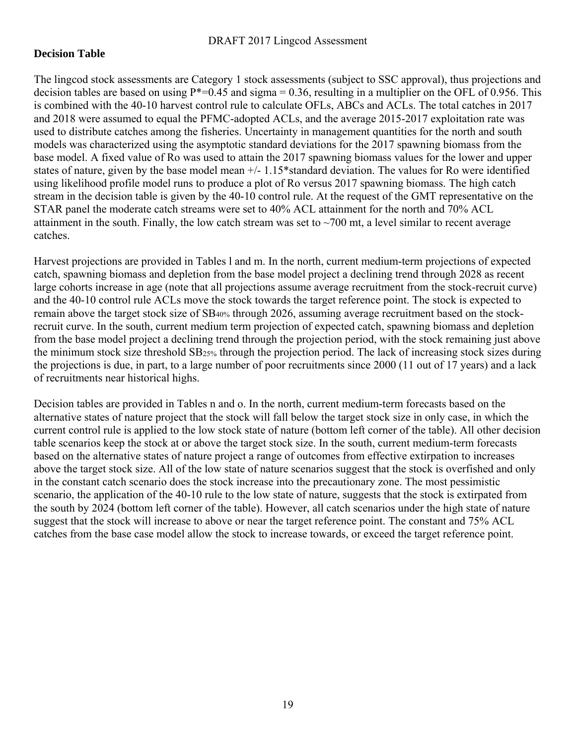## Decision Table

The lingcod stock assessments are Category 1 stock assessments (subject to SSC approval), thus projections and decision tables are based on using P*=0.45 and sigma = 0.36, resulting in a multiplier on the OFL of 0.956. This is combined with the 40-10 harvest control rule to calculate OFLs, ABCs and ACLs. The total catches in 2017 and 2018 were assumed to equal the PFMC-adopted ACLs, and the average 2015-2017 exploitation rate was used to distribute catches among the fisheries. Uncertainty in management quantities for the north and south models was characterized using the asymptotic standard deviations for the 2017 spawning biomass from the base model. A fixed value of Ro was used to attain the 2017 spawning biomass values for the lower and upper states of nature, given by the base model mean +/- 1.15*standard deviation. The values for Ro were identified using likelihood profile model runs to produce a plot of Ro versus 2017 spawning biomass. The high catch stream in the decision table is given by the 40-10 control rule. At the request of the GMT representative on the STAR panel the moderate catch streams were set to 40% ACL attainment for the north and 70% ACL attainment in the south. Finally, the low catch stream was set to ~700 mt, a level similar to recent average catches.

Harvest projections are provided in Tables l and m. In the north, current medium-term projections of expected catch, spawning biomass and depletion from the base model project a declining trend through 2028 as recent large cohorts increase in age (note that all projections assume average recruitment from the stock-recruit curve) and the 40-10 control rule ACLs move the stock towards the target reference point. The stock is expected to remain above the target stock size of $SB_{40\%}$ through 2026, assuming average recruitment based on the stock-recruit curve. In the south, current medium term projection of expected catch, spawning biomass and depletion from the base model project a declining trend through the projection period, with the stock remaining just above the minimum stock size threshold $SB_{25\%}$ through the projection period. The lack of increasing stock sizes during the projections is due, in part, to a large number of poor recruitments since 2000 (11 out of 17 years) and a lack of recruitments near historical highs.

Decision tables are provided in Tables n and o. In the north, current medium-term forecasts based on the alternative states of nature project that the stock will fall below the target stock size in only case, in which the current control rule is applied to the low stock state of nature (bottom left corner of the table). All other decision table scenarios keep the stock at or above the target stock size. In the south, current medium-term forecasts based on the alternative states of nature project a range of outcomes from effective extirpation to increases above the target stock size. All of the low state of nature scenarios suggest that the stock is overfished and only in the constant catch scenario does the stock increase into the precautionary zone. The most pessimistic scenario, the application of the 40-10 rule to the low state of nature, suggests that the stock is extirpated from the south by 2024 (bottom left corner of the table). However, all catch scenarios under the high state of nature suggest that the stock will increase to above or near the target reference point. The constant and 75% ACL catches from the base case model allow the stock to increase towards, or exceed the target reference point.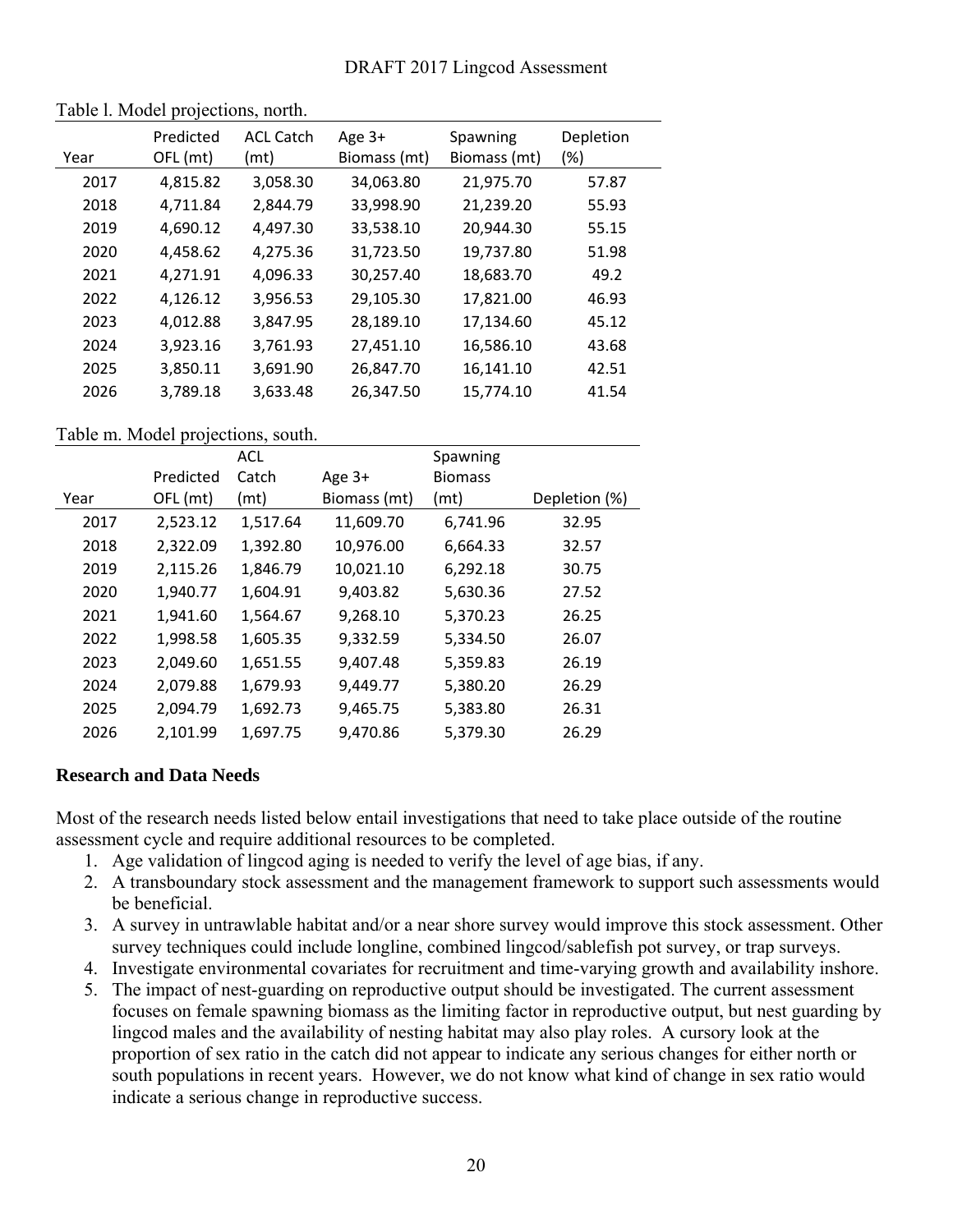Table l. Model projections, north.

| Year | Predicted OFL (mt) | ACL Catch (mt) | Age 3+ Biomass (mt) | Spawning Biomass (mt) | Depletion (%) |
|---|---|---|---|---|---|
| 2017 | 4,815.82 | 3,058.30 | 34,063.80 | 21,975.70 | 57.87 |
| 2018 | 4,711.84 | 2,844.79 | 33,998.90 | 21,239.20 | 55.93 |
| 2019 | 4,690.12 | 4,497.30 | 33,538.10 | 20,944.30 | 55.15 |
| 2020 | 4,458.62 | 4,275.36 | 31,723.50 | 19,737.80 | 51.98 |
| 2021 | 4,271.91 | 4,096.33 | 30,257.40 | 18,683.70 | 49.2 |
| 2022 | 4,126.12 | 3,956.53 | 29,105.30 | 17,821.00 | 46.93 |
| 2023 | 4,012.88 | 3,847.95 | 28,189.10 | 17,134.60 | 45.12 |
| 2024 | 3,923.16 | 3,761.93 | 27,451.10 | 16,586.10 | 43.68 |
| 2025 | 3,850.11 | 3,691.90 | 26,847.70 | 16,141.10 | 42.51 |
| 2026 | 3,789.18 | 3,633.48 | 26,347.50 | 15,774.10 | 41.54 |

Table m. Model projections, south.

| Year | Predicted OFL (mt) | ACL Catch (mt) | Age 3+ Biomass (mt) | Spawning Biomass (mt) | Depletion (%) |
|---|---|---|---|---|---|
| 2017 | 2,523.12 | 1,517.64 | 11,609.70 | 6,741.96 | 32.95 |
| 2018 | 2,322.09 | 1,392.80 | 10,976.00 | 6,664.33 | 32.57 |
| 2019 | 2,115.26 | 1,846.79 | 10,021.10 | 6,292.18 | 30.75 |
| 2020 | 1,940.77 | 1,604.91 | 9,403.82 | 5,630.36 | 27.52 |
| 2021 | 1,941.60 | 1,564.67 | 9,268.10 | 5,370.23 | 26.25 |
| 2022 | 1,998.58 | 1,605.35 | 9,332.59 | 5,334.50 | 26.07 |
| 2023 | 2,049.60 | 1,651.55 | 9,407.48 | 5,359.83 | 26.19 |
| 2024 | 2,079.88 | 1,679.93 | 9,449.77 | 5,380.20 | 26.29 |
| 2025 | 2,094.79 | 1,692.73 | 9,465.75 | 5,383.80 | 26.31 |
| 2026 | 2,101.99 | 1,697.75 | 9,470.86 | 5,379.30 | 26.29 |

## Research and Data Needs

Most of the research needs listed below entail investigations that need to take place outside of the routine assessment cycle and require additional resources to be completed.

1. Age validation of lingcod aging is needed to verify the level of age bias, if any.
2. A transboundary stock assessment and the management framework to support such assessments would be beneficial.
3. A survey in untrawlable habitat and/or a near shore survey would improve this stock assessment. Other survey techniques could include longline, combined lingcod/sablefish pot survey, or trap surveys.
4. Investigate environmental covariates for recruitment and time-varying growth and availability inshore.
5. The impact of nest-guarding on reproductive output should be investigated. The current assessment focuses on female spawning biomass as the limiting factor in reproductive output, but nest guarding by lingcod males and the availability of nesting habitat may also play roles. A cursory look at the proportion of sex ratio in the catch did not appear to indicate any serious changes for either north or south populations in recent years. However, we do not know what kind of change in sex ratio would indicate a serious change in reproductive success.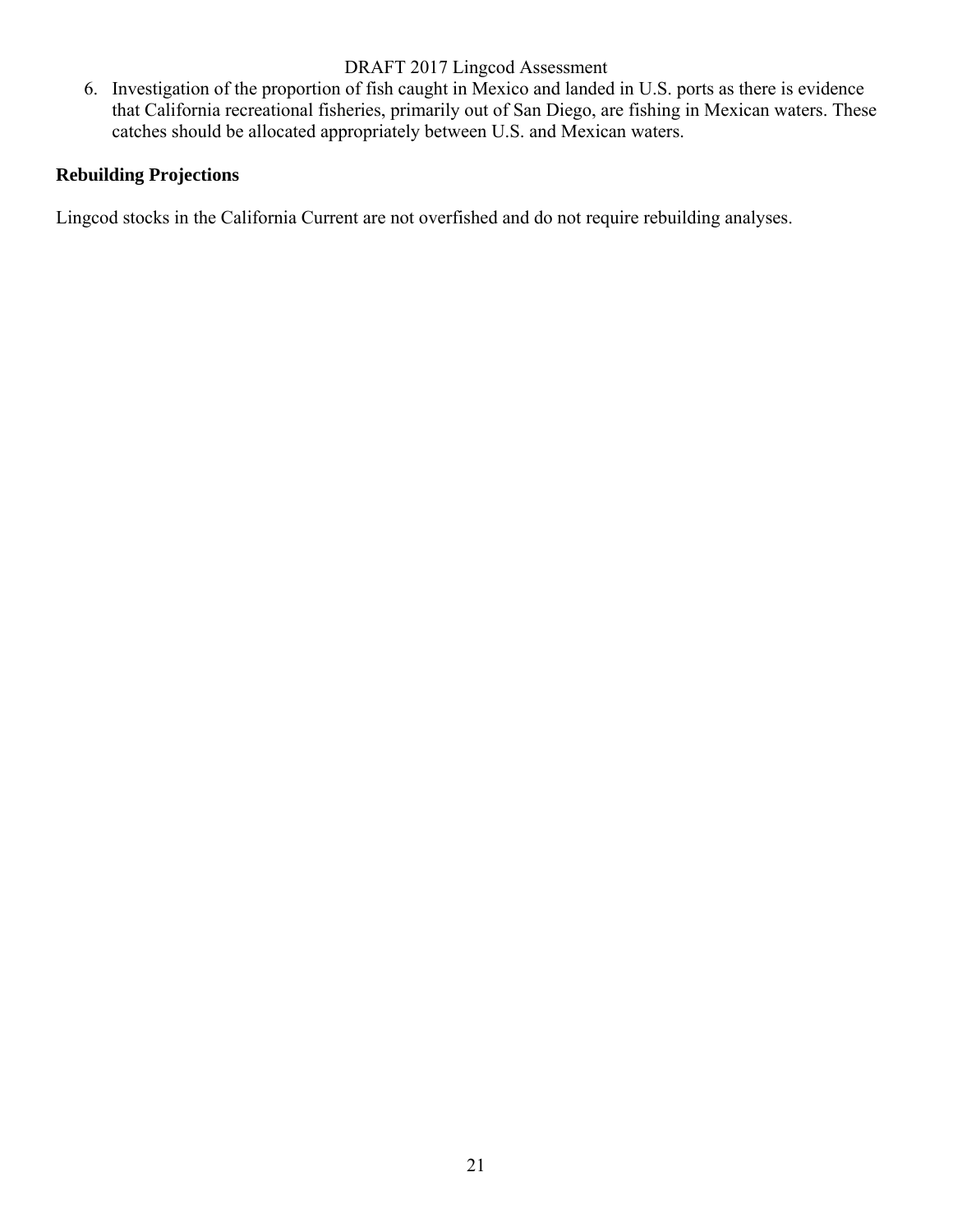6. Investigation of the proportion of fish caught in Mexico and landed in U.S. ports as there is evidence that California recreational fisheries, primarily out of San Diego, are fishing in Mexican waters. These catches should be allocated appropriately between U.S. and Mexican waters.

## Rebuilding Projections

Lingcod stocks in the California Current are not overfished and do not require rebuilding analyses.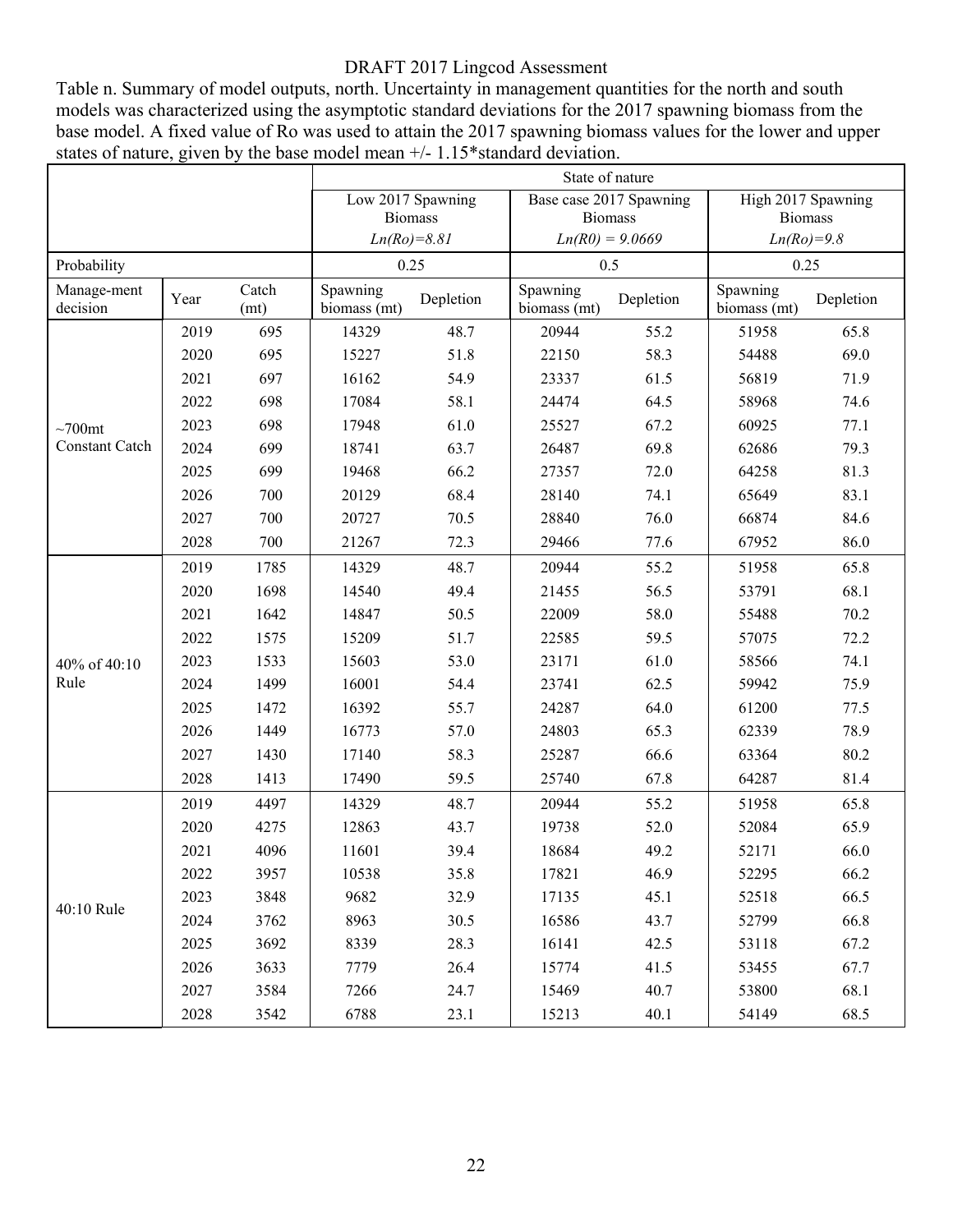DRAFT 2017 Lingcod Assessment

Table n. Summary of model outputs, north. Uncertainty in management quantities for the north and south models was characterized using the asymptotic standard deviations for the 2017 spawning biomass from the base model. A fixed value of Ro was used to attain the 2017 spawning biomass values for the lower and upper states of nature, given by the base model mean +/- 1.15*standard deviation.

| | | | State of nature | | | | | |
|---|---|---|---|---|---|---|---|---|
| | | | Low 2017 Spawning Biomass *Ln(Ro)=8.81* | | Base case 2017 Spawning Biomass *Ln(R0) = 9.0669* | | High 2017 Spawning Biomass *Ln(Ro)=9.8* | |
| Probability | | | 0.25 | | 0.5 | | 0.25 | |
| Manage-ment decision | Year | Catch (mt) | Spawning biomass (mt) | Depletion | Spawning biomass (mt) | Depletion | Spawning biomass (mt) | Depletion |
| ~700mt Constant Catch | 2019 | 695 | 14329 | 48.7 | 20944 | 55.2 | 51958 | 65.8 |
| | 2020 | 695 | 15227 | 51.8 | 22150 | 58.3 | 54488 | 69.0 |
| | 2021 | 697 | 16162 | 54.9 | 23337 | 61.5 | 56819 | 71.9 |
| | 2022 | 698 | 17084 | 58.1 | 24474 | 64.5 | 58968 | 74.6 |
| | 2023 | 698 | 17948 | 61.0 | 25527 | 67.2 | 60925 | 77.1 |
| | 2024 | 699 | 18741 | 63.7 | 26487 | 69.8 | 62686 | 79.3 |
| | 2025 | 699 | 19468 | 66.2 | 27357 | 72.0 | 64258 | 81.3 |
| | 2026 | 700 | 20129 | 68.4 | 28140 | 74.1 | 65649 | 83.1 |
| | 2027 | 700 | 20727 | 70.5 | 28840 | 76.0 | 66874 | 84.6 |
| | 2028 | 700 | 21267 | 72.3 | 29466 | 77.6 | 67952 | 86.0 |
| 40% of 40:10 Rule | 2019 | 1785 | 14329 | 48.7 | 20944 | 55.2 | 51958 | 65.8 |
| | 2020 | 1698 | 14540 | 49.4 | 21455 | 56.5 | 53791 | 68.1 |
| | 2021 | 1642 | 14847 | 50.5 | 22009 | 58.0 | 55488 | 70.2 |
| | 2022 | 1575 | 15209 | 51.7 | 22585 | 59.5 | 57075 | 72.2 |
| | 2023 | 1533 | 15603 | 53.0 | 23171 | 61.0 | 58566 | 74.1 |
| | 2024 | 1499 | 16001 | 54.4 | 23741 | 62.5 | 59942 | 75.9 |
| | 2025 | 1472 | 16392 | 55.7 | 24287 | 64.0 | 61200 | 77.5 |
| | 2026 | 1449 | 16773 | 57.0 | 24803 | 65.3 | 62339 | 78.9 |
| | 2027 | 1430 | 17140 | 58.3 | 25287 | 66.6 | 63364 | 80.2 |
| | 2028 | 1413 | 17490 | 59.5 | 25740 | 67.8 | 64287 | 81.4 |
| 40:10 Rule | 2019 | 4497 | 14329 | 48.7 | 20944 | 55.2 | 51958 | 65.8 |
| | 2020 | 4275 | 12863 | 43.7 | 19738 | 52.0 | 52084 | 65.9 |
| | 2021 | 4096 | 11601 | 39.4 | 18684 | 49.2 | 52171 | 66.0 |
| | 2022 | 3957 | 10538 | 35.8 | 17821 | 46.9 | 52295 | 66.2 |
| | 2023 | 3848 | 9682 | 32.9 | 17135 | 45.1 | 52518 | 66.5 |
| | 2024 | 3762 | 8963 | 30.5 | 16586 | 43.7 | 52799 | 66.8 |
| | 2025 | 3692 | 8339 | 28.3 | 16141 | 42.5 | 53118 | 67.2 |
| | 2026 | 3633 | 7779 | 26.4 | 15774 | 41.5 | 53455 | 67.7 |
| | 2027 | 3584 | 7266 | 24.7 | 15469 | 40.7 | 53800 | 68.1 |
| | 2028 | 3542 | 6788 | 23.1 | 15213 | 40.1 | 54149 | 68.5 |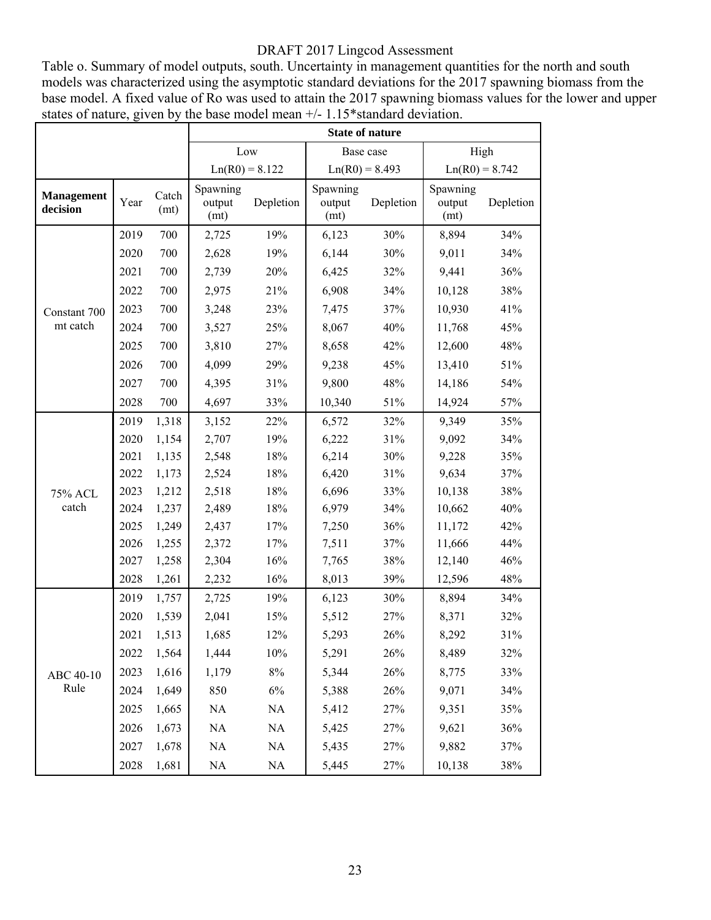DRAFT 2017 Lingcod Assessment

Table o. Summary of model outputs, south. Uncertainty in management quantities for the north and south models was characterized using the asymptotic standard deviations for the 2017 spawning biomass from the base model. A fixed value of Ro was used to attain the 2017 spawning biomass values for the lower and upper states of nature, given by the base model mean +/- 1.15*standard deviation.

| | | | State of nature | | | | | |
|---|---|---|---|---|---|---|---|---|
| | | | Low | | Base case | | High | |
| | | | Ln(R0) = 8.122 | | Ln(R0) = 8.493 | | Ln(R0) = 8.742 | |
| **Management decision** | Year | Catch (mt) | Spawning output (mt) | Depletion | Spawning output (mt) | Depletion | Spawning output (mt) | Depletion |
| Constant 700 mt catch | 2019 | 700 | 2,725 | 19% | 6,123 | 30% | 8,894 | 34% |
| | 2020 | 700 | 2,628 | 19% | 6,144 | 30% | 9,011 | 34% |
| | 2021 | 700 | 2,739 | 20% | 6,425 | 32% | 9,441 | 36% |
| | 2022 | 700 | 2,975 | 21% | 6,908 | 34% | 10,128 | 38% |
| | 2023 | 700 | 3,248 | 23% | 7,475 | 37% | 10,930 | 41% |
| | 2024 | 700 | 3,527 | 25% | 8,067 | 40% | 11,768 | 45% |
| | 2025 | 700 | 3,810 | 27% | 8,658 | 42% | 12,600 | 48% |
| | 2026 | 700 | 4,099 | 29% | 9,238 | 45% | 13,410 | 51% |
| | 2027 | 700 | 4,395 | 31% | 9,800 | 48% | 14,186 | 54% |
| | 2028 | 700 | 4,697 | 33% | 10,340 | 51% | 14,924 | 57% |
| 75% ACL catch | 2019 | 1,318 | 3,152 | 22% | 6,572 | 32% | 9,349 | 35% |
| | 2020 | 1,154 | 2,707 | 19% | 6,222 | 31% | 9,092 | 34% |
| | 2021 | 1,135 | 2,548 | 18% | 6,214 | 30% | 9,228 | 35% |
| | 2022 | 1,173 | 2,524 | 18% | 6,420 | 31% | 9,634 | 37% |
| | 2023 | 1,212 | 2,518 | 18% | 6,696 | 33% | 10,138 | 38% |
| | 2024 | 1,237 | 2,489 | 18% | 6,979 | 34% | 10,662 | 40% |
| | 2025 | 1,249 | 2,437 | 17% | 7,250 | 36% | 11,172 | 42% |
| | 2026 | 1,255 | 2,372 | 17% | 7,511 | 37% | 11,666 | 44% |
| | 2027 | 1,258 | 2,304 | 16% | 7,765 | 38% | 12,140 | 46% |
| | 2028 | 1,261 | 2,232 | 16% | 8,013 | 39% | 12,596 | 48% |
| ABC 40-10 Rule | 2019 | 1,757 | 2,725 | 19% | 6,123 | 30% | 8,894 | 34% |
| | 2020 | 1,539 | 2,041 | 15% | 5,512 | 27% | 8,371 | 32% |
| | 2021 | 1,513 | 1,685 | 12% | 5,293 | 26% | 8,292 | 31% |
| | 2022 | 1,564 | 1,444 | 10% | 5,291 | 26% | 8,489 | 32% |
| | 2023 | 1,616 | 1,179 | 8% | 5,344 | 26% | 8,775 | 33% |
| | 2024 | 1,649 | 850 | 6% | 5,388 | 26% | 9,071 | 34% |
| | 2025 | 1,665 | NA | NA | 5,412 | 27% | 9,351 | 35% |
| | 2026 | 1,673 | NA | NA | 5,425 | 27% | 9,621 | 36% |
| | 2027 | 1,678 | NA | NA | 5,435 | 27% | 9,882 | 37% |
| | 2028 | 1,681 | NA | NA | 5,445 | 27% | 10,138 | 38% |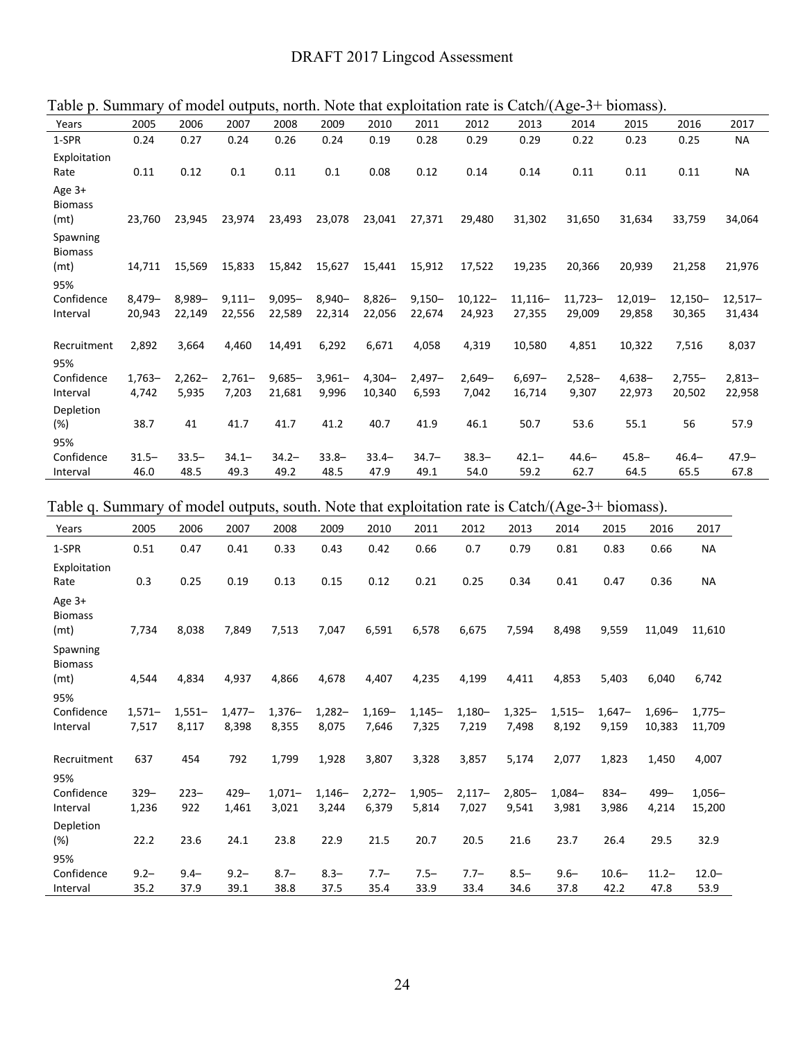Table p. Summary of model outputs, north. Note that exploitation rate is Catch/(Age-3+ biomass).

| Years | 2005 | 2006 | 2007 | 2008 | 2009 | 2010 | 2011 | 2012 | 2013 | 2014 | 2015 | 2016 | 2017 |
|---|---|---|---|---|---|---|---|---|---|---|---|---|---|
| 1-SPR | 0.24 | 0.27 | 0.24 | 0.26 | 0.24 | 0.19 | 0.28 | 0.29 | 0.29 | 0.22 | 0.23 | 0.25 | NA |
| Exploitation Rate | 0.11 | 0.12 | 0.1 | 0.11 | 0.1 | 0.08 | 0.12 | 0.14 | 0.14 | 0.11 | 0.11 | 0.11 | NA |
| Age 3+ Biomass (mt) | 23,760 | 23,945 | 23,974 | 23,493 | 23,078 | 23,041 | 27,371 | 29,480 | 31,302 | 31,650 | 31,634 | 33,759 | 34,064 |
| Spawning Biomass (mt) | 14,711 | 15,569 | 15,833 | 15,842 | 15,627 | 15,441 | 15,912 | 17,522 | 19,235 | 20,366 | 20,939 | 21,258 | 21,976 |
| 95% Confidence Interval | 8,479–20,943 | 8,989–22,149 | 9,111–22,556 | 9,095–22,589 | 8,940–22,314 | 8,826–22,056 | 9,150–22,674 | 10,122–24,923 | 11,116–27,355 | 11,723–29,009 | 12,019–29,858 | 12,150–30,365 | 12,517–31,434 |
| Recruitment | 2,892 | 3,664 | 4,460 | 14,491 | 6,292 | 6,671 | 4,058 | 4,319 | 10,580 | 4,851 | 10,322 | 7,516 | 8,037 |
| 95% Confidence Interval | 1,763–4,742 | 2,262–5,935 | 2,761–7,203 | 9,685–21,681 | 3,961–9,996 | 4,304–10,340 | 2,497–6,593 | 2,649–7,042 | 6,697–16,714 | 2,528–9,307 | 4,638–22,973 | 2,755–20,502 | 2,813–22,958 |
| Depletion (%) | 38.7 | 41 | 41.7 | 41.7 | 41.2 | 40.7 | 41.9 | 46.1 | 50.7 | 53.6 | 55.1 | 56 | 57.9 |
| 95% Confidence Interval | 31.5–46.0 | 33.5–48.5 | 34.1–49.3 | 34.2–49.2 | 33.8–48.5 | 33.4–47.9 | 34.7–49.1 | 38.3–54.0 | 42.1–59.2 | 44.6–62.7 | 45.8–64.5 | 46.4–65.5 | 47.9–67.8 |

Table q. Summary of model outputs, south. Note that exploitation rate is Catch/(Age-3+ biomass).

| Years | 2005 | 2006 | 2007 | 2008 | 2009 | 2010 | 2011 | 2012 | 2013 | 2014 | 2015 | 2016 | 2017 |
|---|---|---|---|---|---|---|---|---|---|---|---|---|---|
| 1-SPR | 0.51 | 0.47 | 0.41 | 0.33 | 0.43 | 0.42 | 0.66 | 0.7 | 0.79 | 0.81 | 0.83 | 0.66 | NA |
| Exploitation Rate | 0.3 | 0.25 | 0.19 | 0.13 | 0.15 | 0.12 | 0.21 | 0.25 | 0.34 | 0.41 | 0.47 | 0.36 | NA |
| Age 3+ Biomass (mt) | 7,734 | 8,038 | 7,849 | 7,513 | 7,047 | 6,591 | 6,578 | 6,675 | 7,594 | 8,498 | 9,559 | 11,049 | 11,610 |
| Spawning Biomass (mt) | 4,544 | 4,834 | 4,937 | 4,866 | 4,678 | 4,407 | 4,235 | 4,199 | 4,411 | 4,853 | 5,403 | 6,040 | 6,742 |
| 95% Confidence Interval | 1,571–7,517 | 1,551–8,117 | 1,477–8,398 | 1,376–8,355 | 1,282–8,075 | 1,169–7,646 | 1,145–7,325 | 1,180–7,219 | 1,325–7,498 | 1,515–8,192 | 1,647–9,159 | 1,696–10,383 | 1,775–11,709 |
| Recruitment | 637 | 454 | 792 | 1,799 | 1,928 | 3,807 | 3,328 | 3,857 | 5,174 | 2,077 | 1,823 | 1,450 | 4,007 |
| 95% Confidence Interval | 329–1,236 | 223–922 | 429–1,461 | 1,071–3,021 | 1,146–3,244 | 2,272–6,379 | 1,905–5,814 | 2,117–7,027 | 2,805–9,541 | 1,084–3,981 | 834–3,986 | 499–4,214 | 1,056–15,200 |
| Depletion (%) | 22.2 | 23.6 | 24.1 | 23.8 | 22.9 | 21.5 | 20.7 | 20.5 | 21.6 | 23.7 | 26.4 | 29.5 | 32.9 |
| 95% Confidence Interval | 9.2–35.2 | 9.4–37.9 | 9.2–39.1 | 8.7–38.8 | 8.3–37.5 | 7.7–35.4 | 7.5–33.9 | 7.7–33.4 | 8.5–34.6 | 9.6–37.8 | 10.6–42.2 | 11.2–47.8 | 12.0–53.9 |